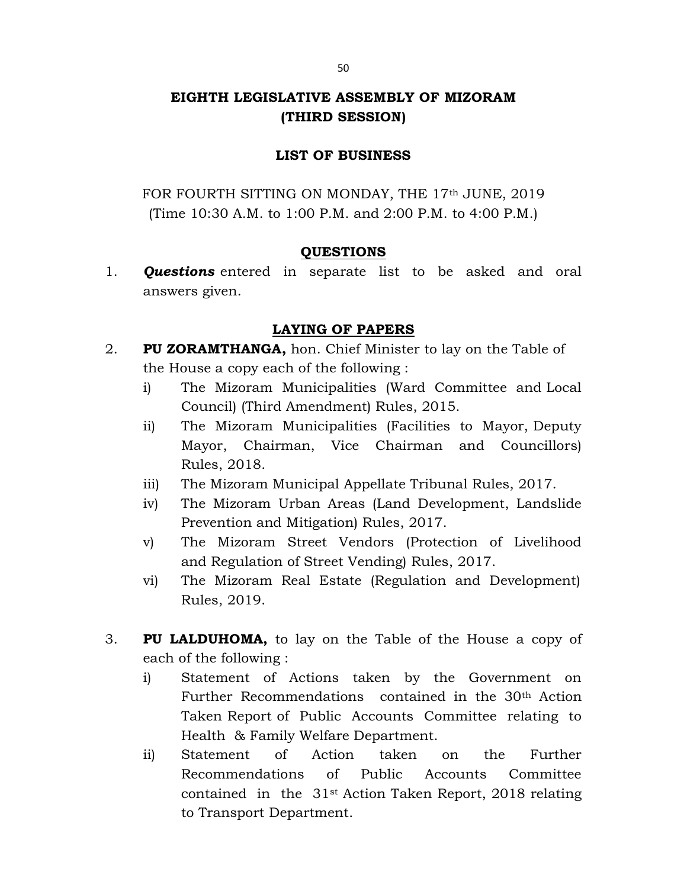# EIGHTH LEGISLATIVE ASSEMBLY OF MIZORAM
# (THIRD SESSION)

## LIST OF BUSINESS

FOR FOURTH SITTING ON MONDAY, THE 17th JUNE, 2019
(Time 10:30 A.M. to 1:00 P.M. and 2:00 P.M. to 4:00 P.M.)

### QUESTIONS

1. ***Questions*** entered in separate list to be asked and oral answers given.

### LAYING OF PAPERS

2. **PU ZORAMTHANGA,** hon. Chief Minister to lay on the Table of the House a copy each of the following :
   i) The Mizoram Municipalities (Ward Committee and Local Council) (Third Amendment) Rules, 2015.
   ii) The Mizoram Municipalities (Facilities to Mayor, Deputy Mayor, Chairman, Vice Chairman and Councillors) Rules, 2018.
   iii) The Mizoram Municipal Appellate Tribunal Rules, 2017.
   iv) The Mizoram Urban Areas (Land Development, Landslide Prevention and Mitigation) Rules, 2017.
   v) The Mizoram Street Vendors (Protection of Livelihood and Regulation of Street Vending) Rules, 2017.
   vi) The Mizoram Real Estate (Regulation and Development) Rules, 2019.

3. **PU LALDUHOMA,** to lay on the Table of the House a copy of each of the following :
   i) Statement of Actions taken by the Government on Further Recommendations contained in the 30th Action Taken Report of Public Accounts Committee relating to Health & Family Welfare Department.
   ii) Statement of Action taken on the Further Recommendations of Public Accounts Committee contained in the 31st Action Taken Report, 2018 relating to Transport Department.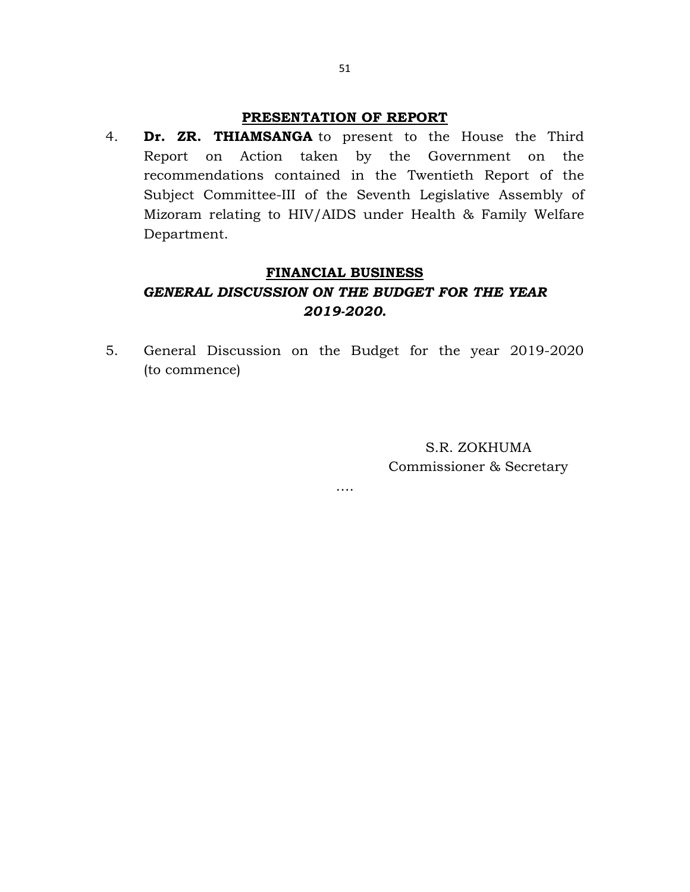## PRESENTATION OF REPORT

4. **Dr. ZR. THIAMSANGA** to present to the House the Third Report on Action taken by the Government on the recommendations contained in the Twentieth Report of the Subject Committee-III of the Seventh Legislative Assembly of Mizoram relating to HIV/AIDS under Health & Family Welfare Department.

## FINANCIAL BUSINESS

### *GENERAL DISCUSSION ON THE BUDGET FOR THE YEAR 2019-2020.*

5. General Discussion on the Budget for the year 2019-2020 (to commence)

S.R. ZOKHUMA
Commissioner & Secretary

….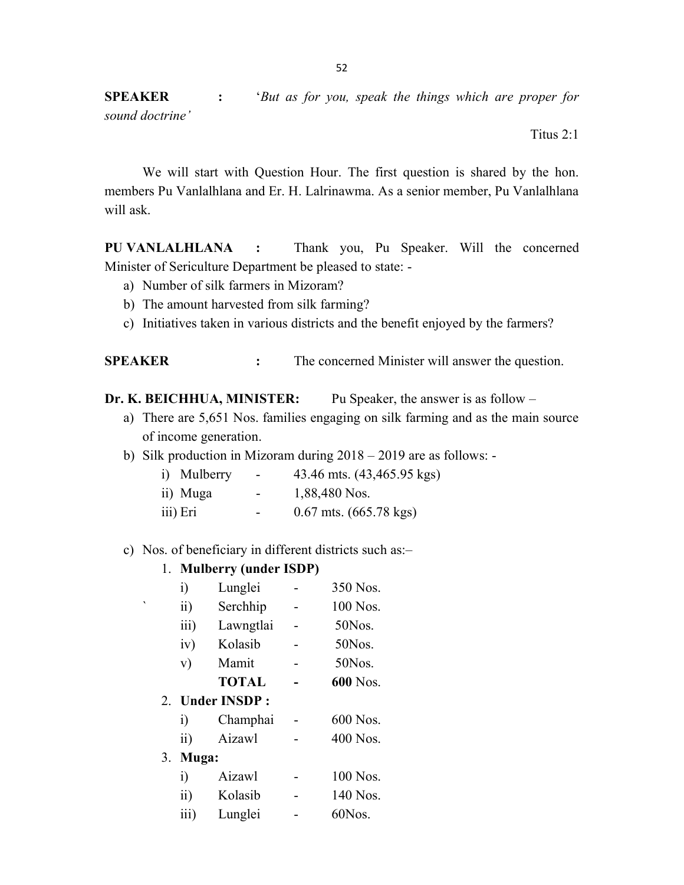**SPEAKER** : '*But as for you, speak the things which are proper for sound doctrine'*

Titus 2:1

We will start with Question Hour. The first question is shared by the hon. members Pu Vanlalhlana and Er. H. Lalrinawma. As a senior member, Pu Vanlalhlana will ask.

**PU VANLALHLANA** : Thank you, Pu Speaker. Will the concerned Minister of Sericulture Department be pleased to state: -

a) Number of silk farmers in Mizoram?
b) The amount harvested from silk farming?
c) Initiatives taken in various districts and the benefit enjoyed by the farmers?

**SPEAKER** : The concerned Minister will answer the question.

**Dr. K. BEICHHUA, MINISTER:** Pu Speaker, the answer is as follow –

a) There are 5,651 Nos. families engaging on silk farming and as the main source of income generation.
b) Silk production in Mizoram during 2018 – 2019 are as follows: -
   i) Mulberry - 43.46 mts. (43,465.95 kgs)
   ii) Muga - 1,88,480 Nos.
   iii) Eri - 0.67 mts. (665.78 kgs)

c) Nos. of beneficiary in different districts such as:–

   1. **Mulberry (under ISDP)**
      i) Lunglei - 350 Nos.
      ii) Serchhip - 100 Nos.
      iii) Lawngtlai - 50Nos.
      iv) Kolasib - 50Nos.
      v) Mamit - 50Nos.
      **TOTAL** - **600** Nos.
   2. **Under INSDP :**
      i) Champhai - 600 Nos.
      ii) Aizawl - 400 Nos.
   3. **Muga:**
      i) Aizawl - 100 Nos.
      ii) Kolasib - 140 Nos.
      iii) Lunglei - 60Nos.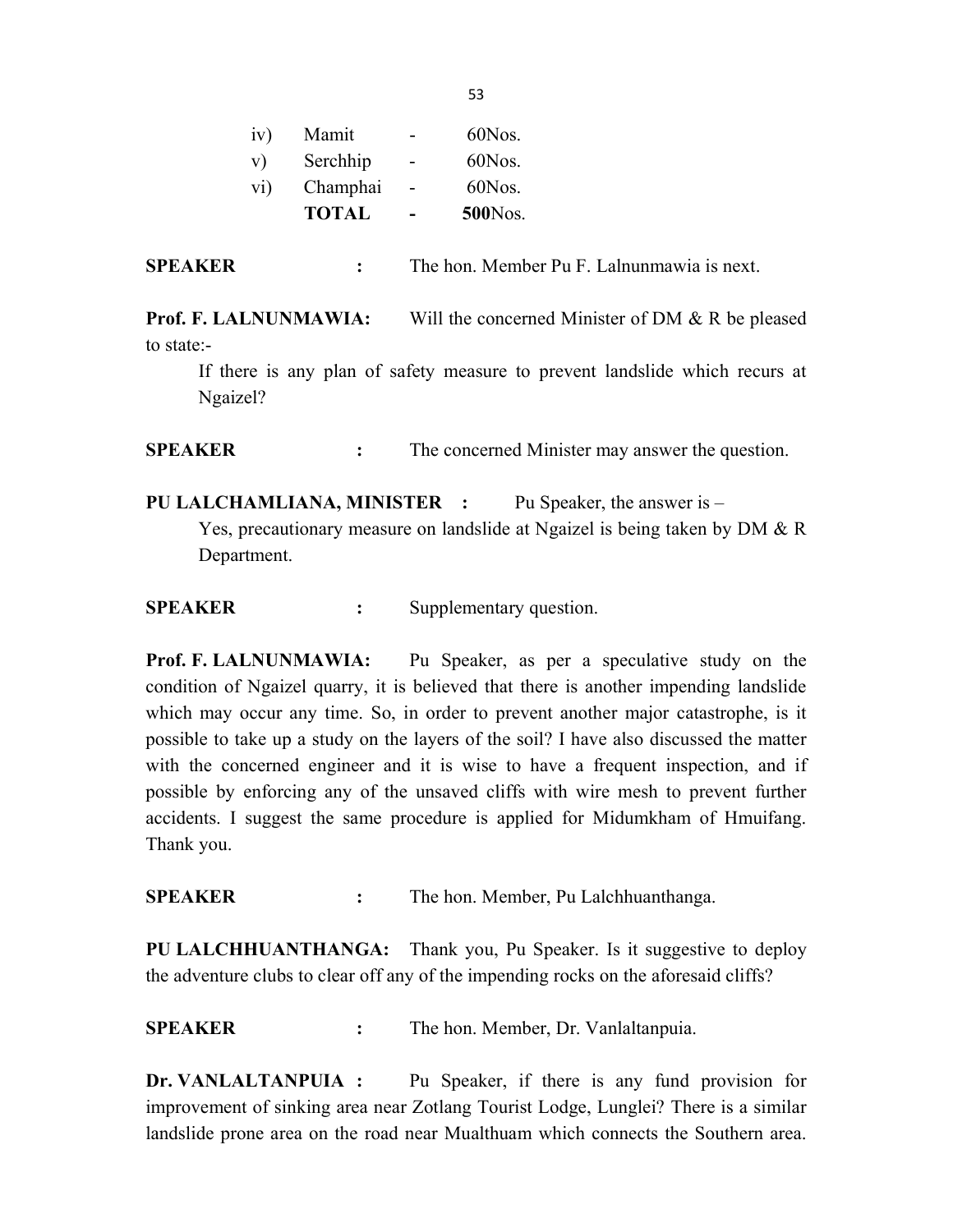| | | | |
|---|---|---|---|
| iv) | Mamit | - | 60Nos. |
| v) | Serchhip | - | 60Nos. |
| vi) | Champhai | - | 60Nos. |
| | **TOTAL** | **-** | **500**Nos. |

**SPEAKER** : The hon. Member Pu F. Lalnunmawia is next.

**Prof. F. LALNUNMAWIA:** Will the concerned Minister of DM & R be pleased to state:-

If there is any plan of safety measure to prevent landslide which recurs at Ngaizel?

**SPEAKER** : The concerned Minister may answer the question.

**PU LALCHAMLIANA, MINISTER :** Pu Speaker, the answer is –

Yes, precautionary measure on landslide at Ngaizel is being taken by DM & R Department.

**SPEAKER** : Supplementary question.

**Prof. F. LALNUNMAWIA:** Pu Speaker, as per a speculative study on the condition of Ngaizel quarry, it is believed that there is another impending landslide which may occur any time. So, in order to prevent another major catastrophe, is it possible to take up a study on the layers of the soil? I have also discussed the matter with the concerned engineer and it is wise to have a frequent inspection, and if possible by enforcing any of the unsaved cliffs with wire mesh to prevent further accidents. I suggest the same procedure is applied for Midumkham of Hmuifang. Thank you.

**SPEAKER** : The hon. Member, Pu Lalchhuanthanga.

**PU LALCHHUANTHANGA:** Thank you, Pu Speaker. Is it suggestive to deploy the adventure clubs to clear off any of the impending rocks on the aforesaid cliffs?

**SPEAKER** : The hon. Member, Dr. Vanlaltanpuia.

**Dr. VANLALTANPUIA :** Pu Speaker, if there is any fund provision for improvement of sinking area near Zotlang Tourist Lodge, Lunglei? There is a similar landslide prone area on the road near Mualthuam which connects the Southern area.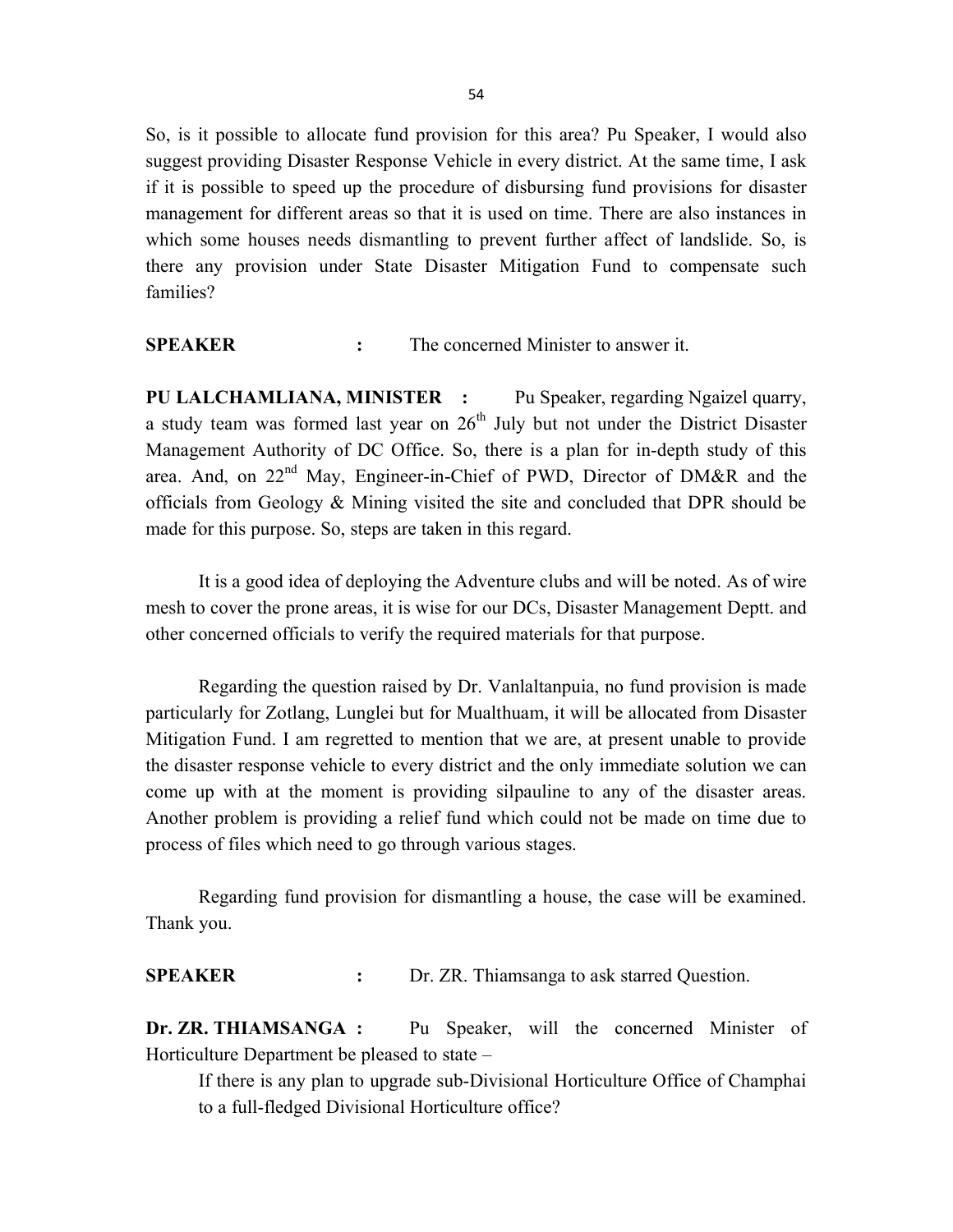So, is it possible to allocate fund provision for this area? Pu Speaker, I would also suggest providing Disaster Response Vehicle in every district. At the same time, I ask if it is possible to speed up the procedure of disbursing fund provisions for disaster management for different areas so that it is used on time. There are also instances in which some houses needs dismantling to prevent further affect of landslide. So, is there any provision under State Disaster Mitigation Fund to compensate such families?

**SPEAKER** : The concerned Minister to answer it.

**PU LALCHAMLIANA, MINISTER** : Pu Speaker, regarding Ngaizel quarry, a study team was formed last year on 26th July but not under the District Disaster Management Authority of DC Office. So, there is a plan for in-depth study of this area. And, on 22nd May, Engineer-in-Chief of PWD, Director of DM&R and the officials from Geology & Mining visited the site and concluded that DPR should be made for this purpose. So, steps are taken in this regard.

It is a good idea of deploying the Adventure clubs and will be noted. As of wire mesh to cover the prone areas, it is wise for our DCs, Disaster Management Deptt. and other concerned officials to verify the required materials for that purpose.

Regarding the question raised by Dr. Vanlaltanpuia, no fund provision is made particularly for Zotlang, Lunglei but for Mualthuam, it will be allocated from Disaster Mitigation Fund. I am regretted to mention that we are, at present unable to provide the disaster response vehicle to every district and the only immediate solution we can come up with at the moment is providing silpauline to any of the disaster areas. Another problem is providing a relief fund which could not be made on time due to process of files which need to go through various stages.

Regarding fund provision for dismantling a house, the case will be examined. Thank you.

**SPEAKER** : Dr. ZR. Thiamsanga to ask starred Question.

**Dr. ZR. THIAMSANGA :** Pu Speaker, will the concerned Minister of Horticulture Department be pleased to state –

If there is any plan to upgrade sub-Divisional Horticulture Office of Champhai to a full-fledged Divisional Horticulture office?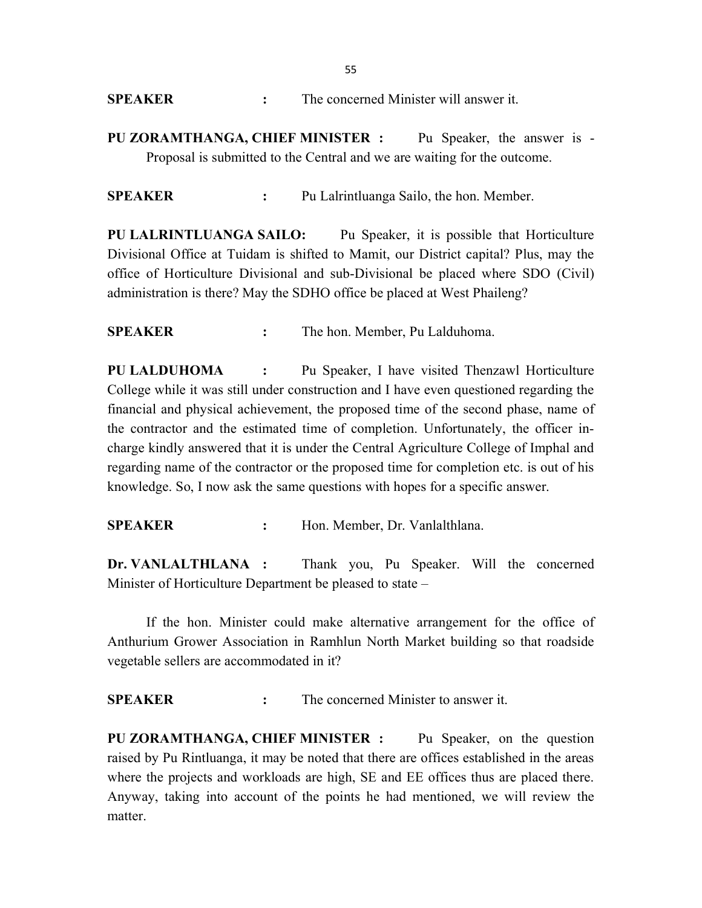**SPEAKER :** The concerned Minister will answer it.

**PU ZORAMTHANGA, CHIEF MINISTER :** Pu Speaker, the answer is - Proposal is submitted to the Central and we are waiting for the outcome.

**SPEAKER :** Pu Lalrintluanga Sailo, the hon. Member.

**PU LALRINTLUANGA SAILO:** Pu Speaker, it is possible that Horticulture Divisional Office at Tuidam is shifted to Mamit, our District capital? Plus, may the office of Horticulture Divisional and sub-Divisional be placed where SDO (Civil) administration is there? May the SDHO office be placed at West Phaileng?

**SPEAKER :** The hon. Member, Pu Lalduhoma.

**PU LALDUHOMA :** Pu Speaker, I have visited Thenzawl Horticulture College while it was still under construction and I have even questioned regarding the financial and physical achievement, the proposed time of the second phase, name of the contractor and the estimated time of completion. Unfortunately, the officer in-charge kindly answered that it is under the Central Agriculture College of Imphal and regarding name of the contractor or the proposed time for completion etc. is out of his knowledge. So, I now ask the same questions with hopes for a specific answer.

**SPEAKER :** Hon. Member, Dr. Vanlalthlana.

**Dr. VANLALTHLANA :** Thank you, Pu Speaker. Will the concerned Minister of Horticulture Department be pleased to state –

If the hon. Minister could make alternative arrangement for the office of Anthurium Grower Association in Ramhlun North Market building so that roadside vegetable sellers are accommodated in it?

**SPEAKER :** The concerned Minister to answer it.

**PU ZORAMTHANGA, CHIEF MINISTER :** Pu Speaker, on the question raised by Pu Rintluanga, it may be noted that there are offices established in the areas where the projects and workloads are high, SE and EE offices thus are placed there. Anyway, taking into account of the points he had mentioned, we will review the matter.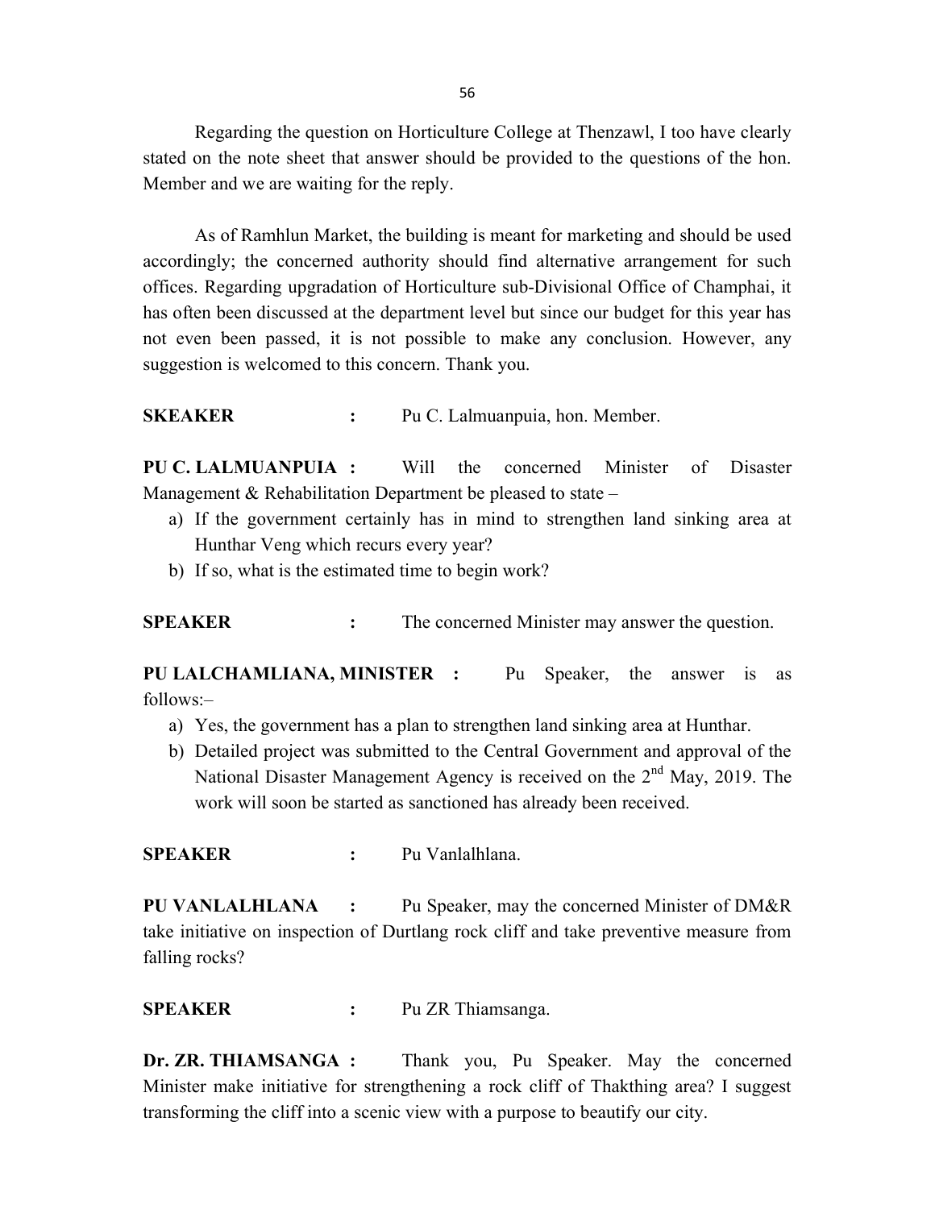Regarding the question on Horticulture College at Thenzawl, I too have clearly stated on the note sheet that answer should be provided to the questions of the hon. Member and we are waiting for the reply.

As of Ramhlun Market, the building is meant for marketing and should be used accordingly; the concerned authority should find alternative arrangement for such offices. Regarding upgradation of Horticulture sub-Divisional Office of Champhai, it has often been discussed at the department level but since our budget for this year has not even been passed, it is not possible to make any conclusion. However, any suggestion is welcomed to this concern. Thank you.

**SKEAKER :** Pu C. Lalmuanpuia, hon. Member.

**PU C. LALMUANPUIA :** Will the concerned Minister of Disaster Management & Rehabilitation Department be pleased to state –

a) If the government certainly has in mind to strengthen land sinking area at Hunthar Veng which recurs every year?
b) If so, what is the estimated time to begin work?

**SPEAKER :** The concerned Minister may answer the question.

**PU LALCHAMLIANA, MINISTER :** Pu Speaker, the answer is as follows:–

a) Yes, the government has a plan to strengthen land sinking area at Hunthar.
b) Detailed project was submitted to the Central Government and approval of the National Disaster Management Agency is received on the 2nd May, 2019. The work will soon be started as sanctioned has already been received.

**SPEAKER :** Pu Vanlalhlana.

**PU VANLALHLANA :** Pu Speaker, may the concerned Minister of DM&R take initiative on inspection of Durtlang rock cliff and take preventive measure from falling rocks?

**SPEAKER :** Pu ZR Thiamsanga.

**Dr. ZR. THIAMSANGA :** Thank you, Pu Speaker. May the concerned Minister make initiative for strengthening a rock cliff of Thakthing area? I suggest transforming the cliff into a scenic view with a purpose to beautify our city.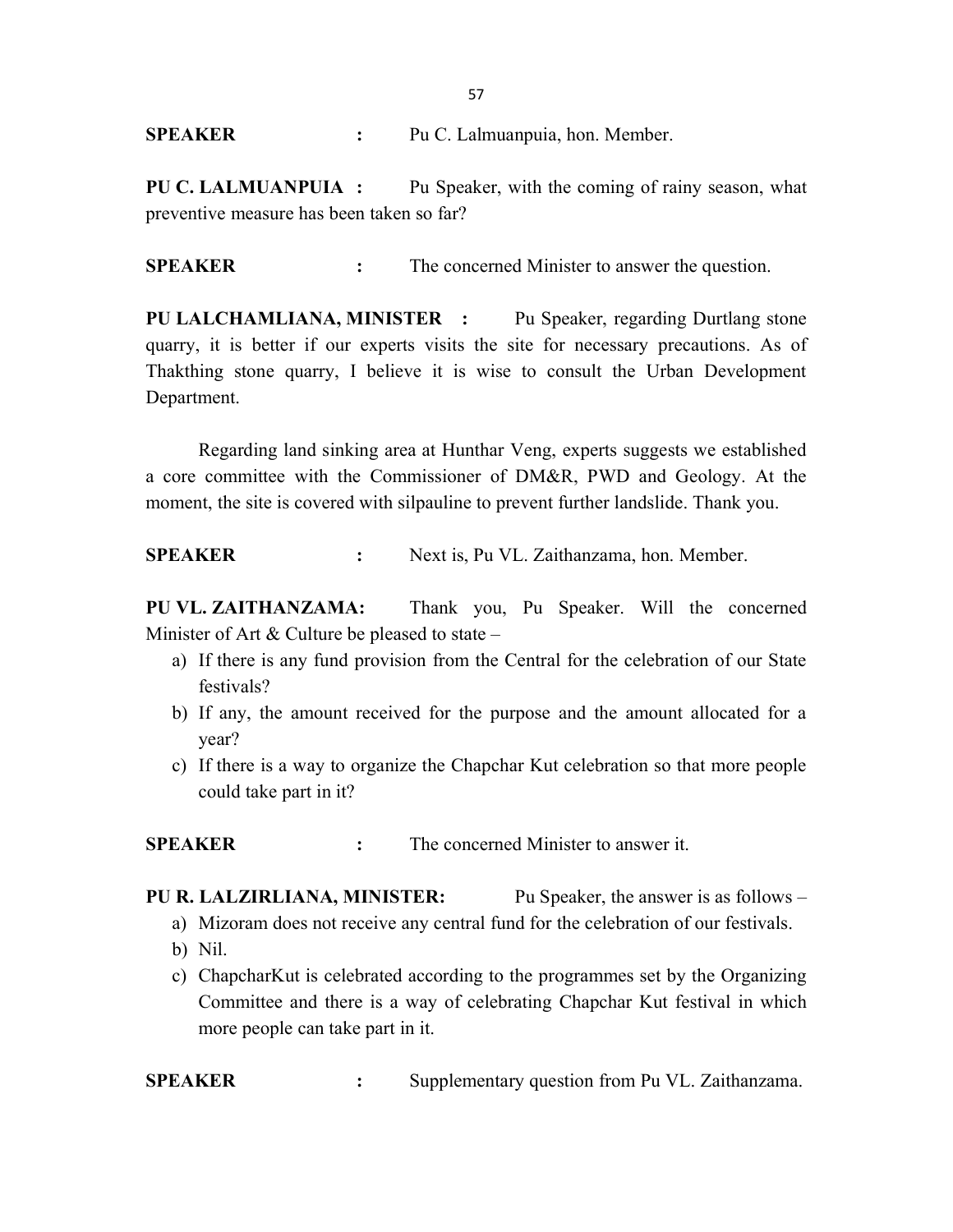**SPEAKER** : Pu C. Lalmuanpuia, hon. Member.

**PU C. LALMUANPUIA :** Pu Speaker, with the coming of rainy season, what preventive measure has been taken so far?

**SPEAKER** : The concerned Minister to answer the question.

**PU LALCHAMLIANA, MINISTER :** Pu Speaker, regarding Durtlang stone quarry, it is better if our experts visits the site for necessary precautions. As of Thakthing stone quarry, I believe it is wise to consult the Urban Development Department.

Regarding land sinking area at Hunthar Veng, experts suggests we established a core committee with the Commissioner of DM&R, PWD and Geology. At the moment, the site is covered with silpauline to prevent further landslide. Thank you.

**SPEAKER** : Next is, Pu VL. Zaithanzama, hon. Member.

**PU VL. ZAITHANZAMA:** Thank you, Pu Speaker. Will the concerned Minister of Art & Culture be pleased to state –

a) If there is any fund provision from the Central for the celebration of our State festivals?
b) If any, the amount received for the purpose and the amount allocated for a year?
c) If there is a way to organize the Chapchar Kut celebration so that more people could take part in it?

**SPEAKER** : The concerned Minister to answer it.

**PU R. LALZIRLIANA, MINISTER:** Pu Speaker, the answer is as follows –

a) Mizoram does not receive any central fund for the celebration of our festivals.
b) Nil.
c) ChapcharKut is celebrated according to the programmes set by the Organizing Committee and there is a way of celebrating Chapchar Kut festival in which more people can take part in it.

**SPEAKER** : Supplementary question from Pu VL. Zaithanzama.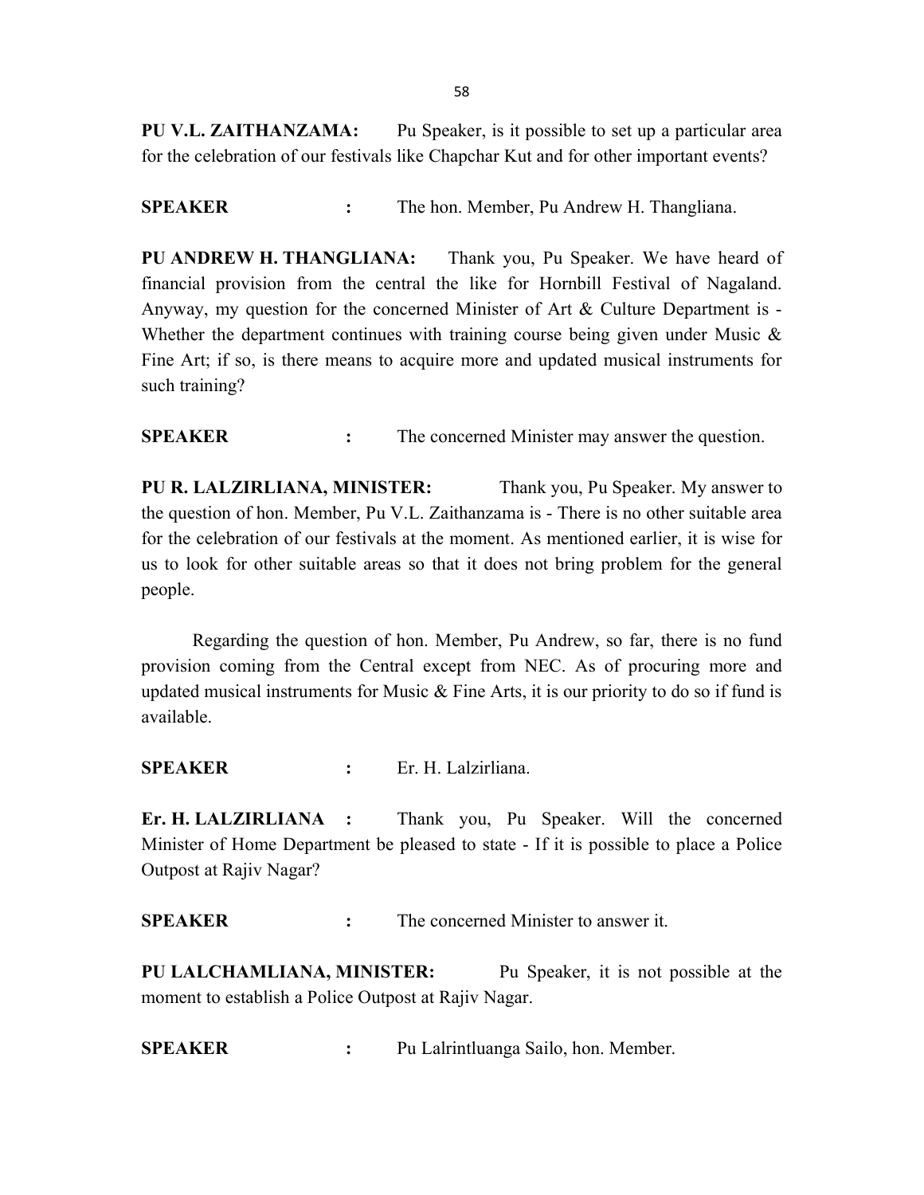**PU V.L. ZAITHANZAMA:** Pu Speaker, is it possible to set up a particular area for the celebration of our festivals like Chapchar Kut and for other important events?

**SPEAKER :** The hon. Member, Pu Andrew H. Thangliana.

**PU ANDREW H. THANGLIANA:** Thank you, Pu Speaker. We have heard of financial provision from the central the like for Hornbill Festival of Nagaland. Anyway, my question for the concerned Minister of Art & Culture Department is - Whether the department continues with training course being given under Music & Fine Art; if so, is there means to acquire more and updated musical instruments for such training?

**SPEAKER :** The concerned Minister may answer the question.

**PU R. LALZIRLIANA, MINISTER:** Thank you, Pu Speaker. My answer to the question of hon. Member, Pu V.L. Zaithanzama is - There is no other suitable area for the celebration of our festivals at the moment. As mentioned earlier, it is wise for us to look for other suitable areas so that it does not bring problem for the general people.

Regarding the question of hon. Member, Pu Andrew, so far, there is no fund provision coming from the Central except from NEC. As of procuring more and updated musical instruments for Music & Fine Arts, it is our priority to do so if fund is available.

**SPEAKER :** Er. H. Lalzirliana.

**Er. H. LALZIRLIANA :** Thank you, Pu Speaker. Will the concerned Minister of Home Department be pleased to state - If it is possible to place a Police Outpost at Rajiv Nagar?

**SPEAKER :** The concerned Minister to answer it.

**PU LALCHAMLIANA, MINISTER:** Pu Speaker, it is not possible at the moment to establish a Police Outpost at Rajiv Nagar.

**SPEAKER :** Pu Lalrintluanga Sailo, hon. Member.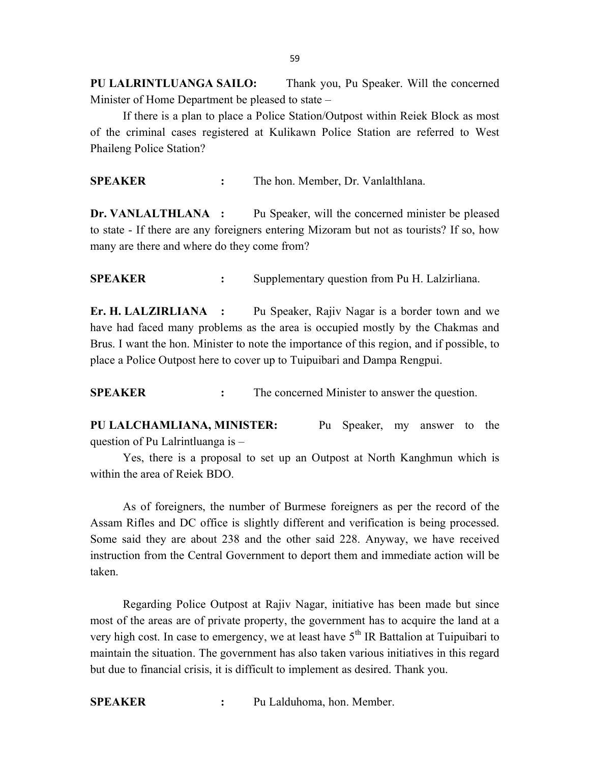**PU LALRINTLUANGA SAILO:** Thank you, Pu Speaker. Will the concerned Minister of Home Department be pleased to state –

If there is a plan to place a Police Station/Outpost within Reiek Block as most of the criminal cases registered at Kulikawn Police Station are referred to West Phaileng Police Station?

**SPEAKER :** The hon. Member, Dr. Vanlalthlana.

**Dr. VANLALTHLANA :** Pu Speaker, will the concerned minister be pleased to state - If there are any foreigners entering Mizoram but not as tourists? If so, how many are there and where do they come from?

**SPEAKER :** Supplementary question from Pu H. Lalzirliana.

**Er. H. LALZIRLIANA :** Pu Speaker, Rajiv Nagar is a border town and we have had faced many problems as the area is occupied mostly by the Chakmas and Brus. I want the hon. Minister to note the importance of this region, and if possible, to place a Police Outpost here to cover up to Tuipuibari and Dampa Rengpui.

**SPEAKER :** The concerned Minister to answer the question.

**PU LALCHAMLIANA, MINISTER:** Pu Speaker, my answer to the question of Pu Lalrintluanga is –

Yes, there is a proposal to set up an Outpost at North Kanghmun which is within the area of Reiek BDO.

As of foreigners, the number of Burmese foreigners as per the record of the Assam Rifles and DC office is slightly different and verification is being processed. Some said they are about 238 and the other said 228. Anyway, we have received instruction from the Central Government to deport them and immediate action will be taken.

Regarding Police Outpost at Rajiv Nagar, initiative has been made but since most of the areas are of private property, the government has to acquire the land at a very high cost. In case to emergency, we at least have 5th IR Battalion at Tuipuibari to maintain the situation. The government has also taken various initiatives in this regard but due to financial crisis, it is difficult to implement as desired. Thank you.

**SPEAKER :** Pu Lalduhoma, hon. Member.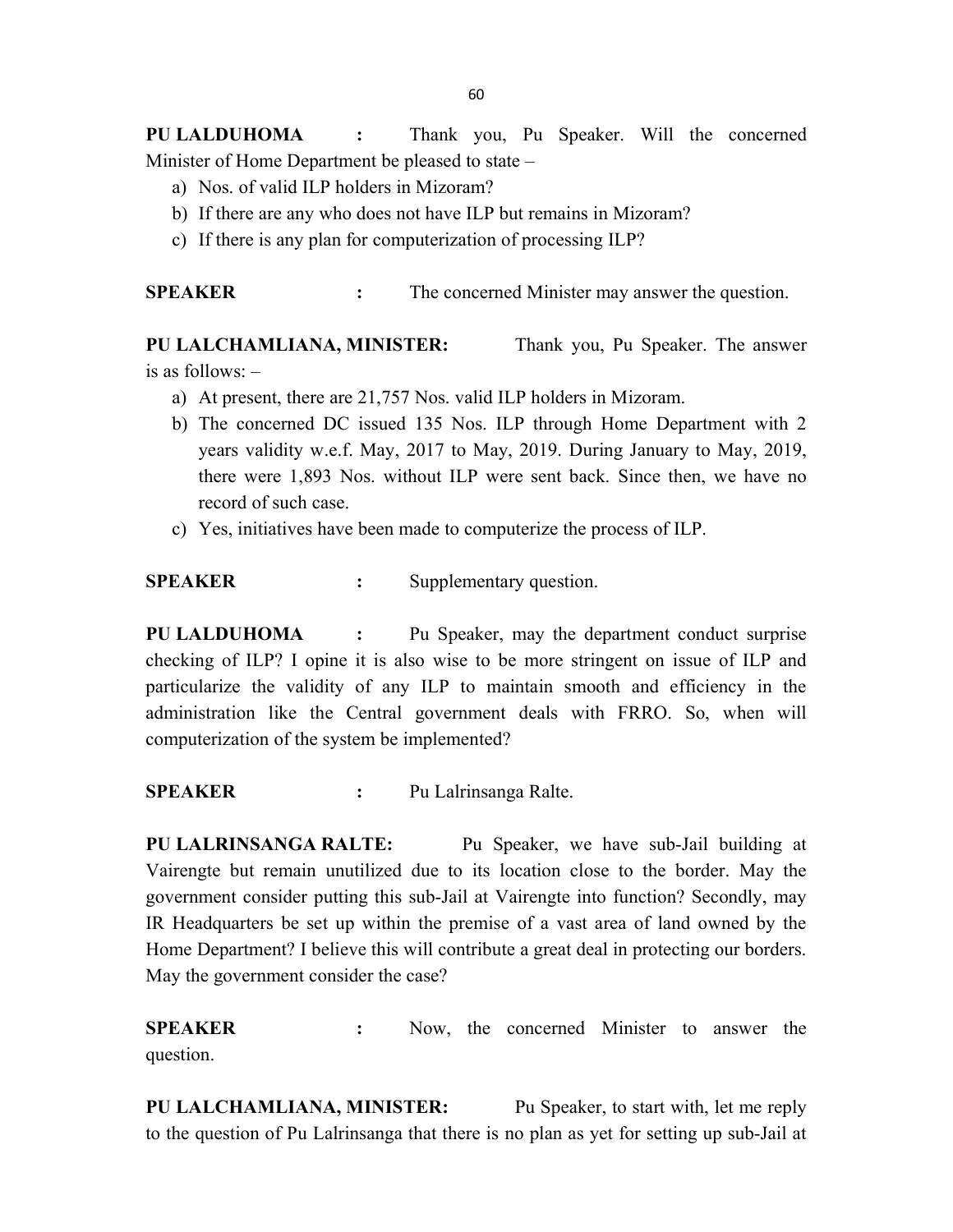**PU LALDUHOMA :** Thank you, Pu Speaker. Will the concerned Minister of Home Department be pleased to state –

a) Nos. of valid ILP holders in Mizoram?
b) If there are any who does not have ILP but remains in Mizoram?
c) If there is any plan for computerization of processing ILP?

**SPEAKER :** The concerned Minister may answer the question.

**PU LALCHAMLIANA, MINISTER:** Thank you, Pu Speaker. The answer is as follows: –

a) At present, there are 21,757 Nos. valid ILP holders in Mizoram.
b) The concerned DC issued 135 Nos. ILP through Home Department with 2 years validity w.e.f. May, 2017 to May, 2019. During January to May, 2019, there were 1,893 Nos. without ILP were sent back. Since then, we have no record of such case.
c) Yes, initiatives have been made to computerize the process of ILP.

**SPEAKER :** Supplementary question.

**PU LALDUHOMA :** Pu Speaker, may the department conduct surprise checking of ILP? I opine it is also wise to be more stringent on issue of ILP and particularize the validity of any ILP to maintain smooth and efficiency in the administration like the Central government deals with FRRO. So, when will computerization of the system be implemented?

**SPEAKER :** Pu Lalrinsanga Ralte.

**PU LALRINSANGA RALTE:** Pu Speaker, we have sub-Jail building at Vairengte but remain unutilized due to its location close to the border. May the government consider putting this sub-Jail at Vairengte into function? Secondly, may IR Headquarters be set up within the premise of a vast area of land owned by the Home Department? I believe this will contribute a great deal in protecting our borders. May the government consider the case?

**SPEAKER :** Now, the concerned Minister to answer the question.

**PU LALCHAMLIANA, MINISTER:** Pu Speaker, to start with, let me reply to the question of Pu Lalrinsanga that there is no plan as yet for setting up sub-Jail at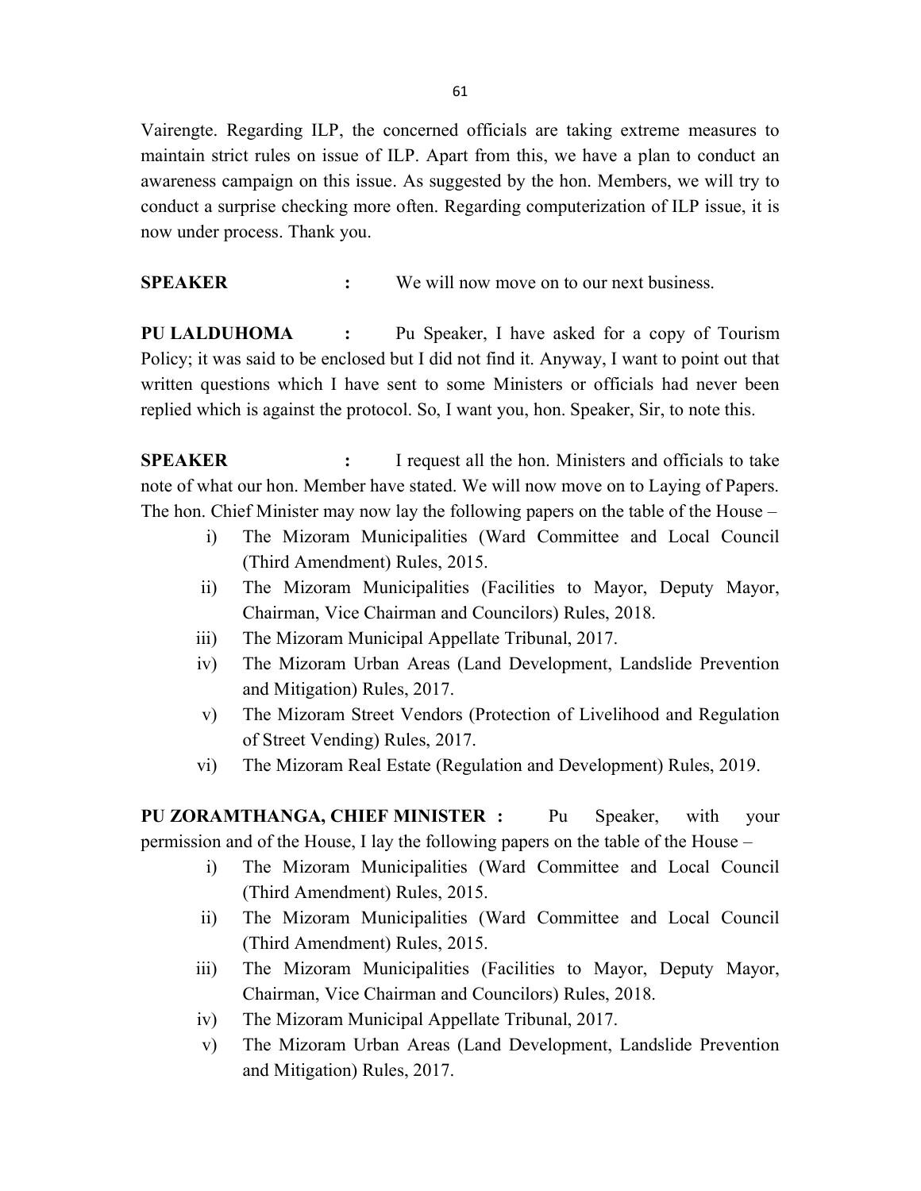Vairengte. Regarding ILP, the concerned officials are taking extreme measures to maintain strict rules on issue of ILP. Apart from this, we have a plan to conduct an awareness campaign on this issue. As suggested by the hon. Members, we will try to conduct a surprise checking more often. Regarding computerization of ILP issue, it is now under process. Thank you.

**SPEAKER :** We will now move on to our next business.

**PU LALDUHOMA :** Pu Speaker, I have asked for a copy of Tourism Policy; it was said to be enclosed but I did not find it. Anyway, I want to point out that written questions which I have sent to some Ministers or officials had never been replied which is against the protocol. So, I want you, hon. Speaker, Sir, to note this.

**SPEAKER :** I request all the hon. Ministers and officials to take note of what our hon. Member have stated. We will now move on to Laying of Papers. The hon. Chief Minister may now lay the following papers on the table of the House –

i) The Mizoram Municipalities (Ward Committee and Local Council (Third Amendment) Rules, 2015.
ii) The Mizoram Municipalities (Facilities to Mayor, Deputy Mayor, Chairman, Vice Chairman and Councilors) Rules, 2018.
iii) The Mizoram Municipal Appellate Tribunal, 2017.
iv) The Mizoram Urban Areas (Land Development, Landslide Prevention and Mitigation) Rules, 2017.
v) The Mizoram Street Vendors (Protection of Livelihood and Regulation of Street Vending) Rules, 2017.
vi) The Mizoram Real Estate (Regulation and Development) Rules, 2019.

**PU ZORAMTHANGA, CHIEF MINISTER :** Pu Speaker, with your permission and of the House, I lay the following papers on the table of the House –

i) The Mizoram Municipalities (Ward Committee and Local Council (Third Amendment) Rules, 2015.
ii) The Mizoram Municipalities (Ward Committee and Local Council (Third Amendment) Rules, 2015.
iii) The Mizoram Municipalities (Facilities to Mayor, Deputy Mayor, Chairman, Vice Chairman and Councilors) Rules, 2018.
iv) The Mizoram Municipal Appellate Tribunal, 2017.
v) The Mizoram Urban Areas (Land Development, Landslide Prevention and Mitigation) Rules, 2017.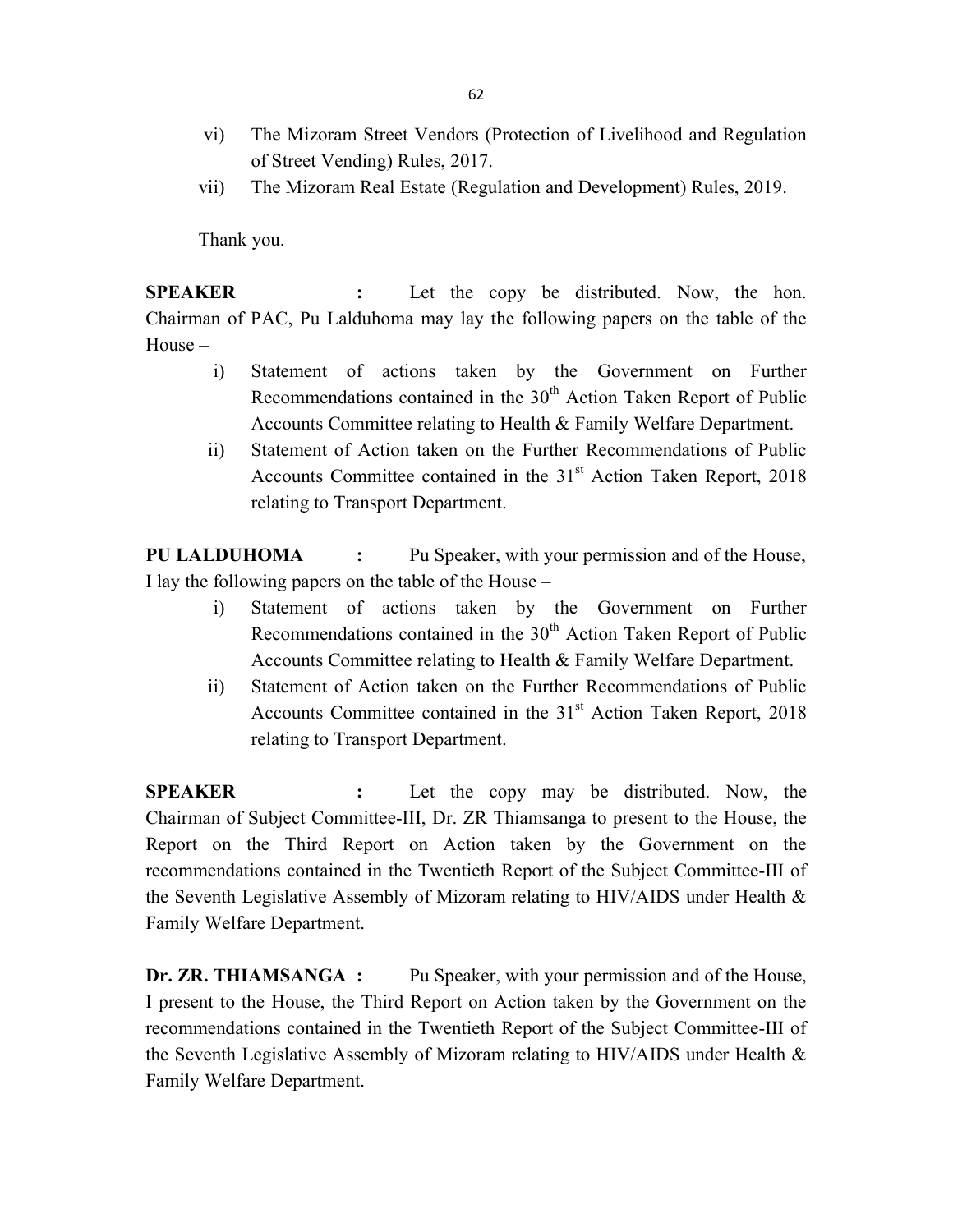vi) The Mizoram Street Vendors (Protection of Livelihood and Regulation of Street Vending) Rules, 2017.

vii) The Mizoram Real Estate (Regulation and Development) Rules, 2019.

Thank you.

**SPEAKER :** Let the copy be distributed. Now, the hon. Chairman of PAC, Pu Lalduhoma may lay the following papers on the table of the House –

i) Statement of actions taken by the Government on Further Recommendations contained in the 30th Action Taken Report of Public Accounts Committee relating to Health & Family Welfare Department.

ii) Statement of Action taken on the Further Recommendations of Public Accounts Committee contained in the 31st Action Taken Report, 2018 relating to Transport Department.

**PU LALDUHOMA :** Pu Speaker, with your permission and of the House, I lay the following papers on the table of the House –

i) Statement of actions taken by the Government on Further Recommendations contained in the 30th Action Taken Report of Public Accounts Committee relating to Health & Family Welfare Department.

ii) Statement of Action taken on the Further Recommendations of Public Accounts Committee contained in the 31st Action Taken Report, 2018 relating to Transport Department.

**SPEAKER :** Let the copy may be distributed. Now, the Chairman of Subject Committee-III, Dr. ZR Thiamsanga to present to the House, the Report on the Third Report on Action taken by the Government on the recommendations contained in the Twentieth Report of the Subject Committee-III of the Seventh Legislative Assembly of Mizoram relating to HIV/AIDS under Health & Family Welfare Department.

**Dr. ZR. THIAMSANGA :** Pu Speaker, with your permission and of the House, I present to the House, the Third Report on Action taken by the Government on the recommendations contained in the Twentieth Report of the Subject Committee-III of the Seventh Legislative Assembly of Mizoram relating to HIV/AIDS under Health & Family Welfare Department.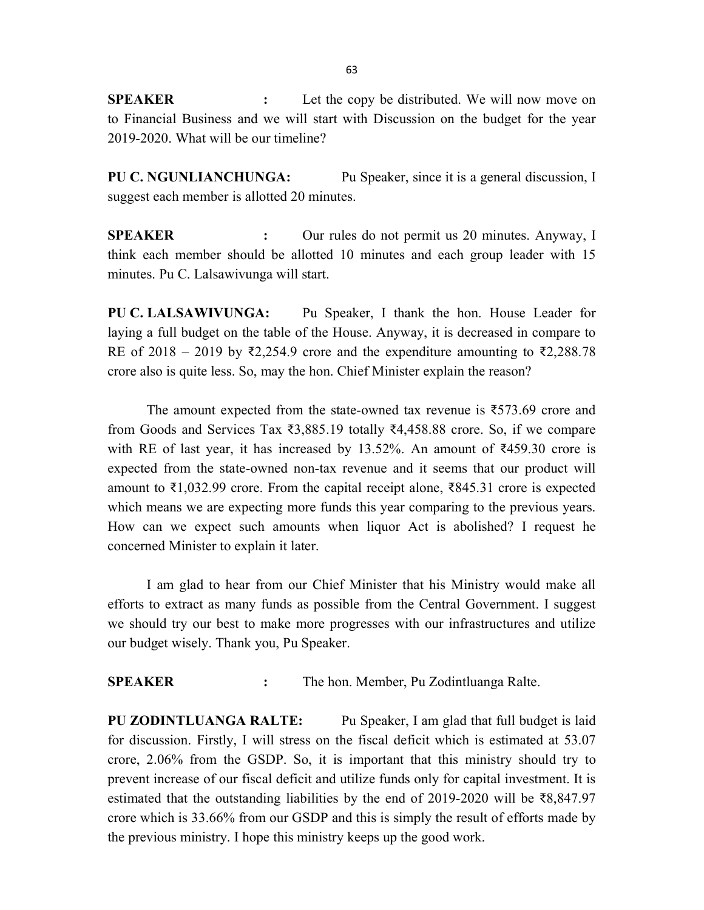**SPEAKER :** Let the copy be distributed. We will now move on to Financial Business and we will start with Discussion on the budget for the year 2019-2020. What will be our timeline?

**PU C. NGUNLIANCHUNGA:** Pu Speaker, since it is a general discussion, I suggest each member is allotted 20 minutes.

**SPEAKER :** Our rules do not permit us 20 minutes. Anyway, I think each member should be allotted 10 minutes and each group leader with 15 minutes. Pu C. Lalsawivunga will start.

**PU C. LALSAWIVUNGA:** Pu Speaker, I thank the hon. House Leader for laying a full budget on the table of the House. Anyway, it is decreased in compare to RE of 2018 – 2019 by ₹2,254.9 crore and the expenditure amounting to ₹2,288.78 crore also is quite less. So, may the hon. Chief Minister explain the reason?

The amount expected from the state-owned tax revenue is ₹573.69 crore and from Goods and Services Tax ₹3,885.19 totally ₹4,458.88 crore. So, if we compare with RE of last year, it has increased by 13.52%. An amount of ₹459.30 crore is expected from the state-owned non-tax revenue and it seems that our product will amount to ₹1,032.99 crore. From the capital receipt alone, ₹845.31 crore is expected which means we are expecting more funds this year comparing to the previous years. How can we expect such amounts when liquor Act is abolished? I request he concerned Minister to explain it later.

I am glad to hear from our Chief Minister that his Ministry would make all efforts to extract as many funds as possible from the Central Government. I suggest we should try our best to make more progresses with our infrastructures and utilize our budget wisely. Thank you, Pu Speaker.

**SPEAKER :** The hon. Member, Pu Zodintluanga Ralte.

**PU ZODINTLUANGA RALTE:** Pu Speaker, I am glad that full budget is laid for discussion. Firstly, I will stress on the fiscal deficit which is estimated at 53.07 crore, 2.06% from the GSDP. So, it is important that this ministry should try to prevent increase of our fiscal deficit and utilize funds only for capital investment. It is estimated that the outstanding liabilities by the end of 2019-2020 will be ₹8,847.97 crore which is 33.66% from our GSDP and this is simply the result of efforts made by the previous ministry. I hope this ministry keeps up the good work.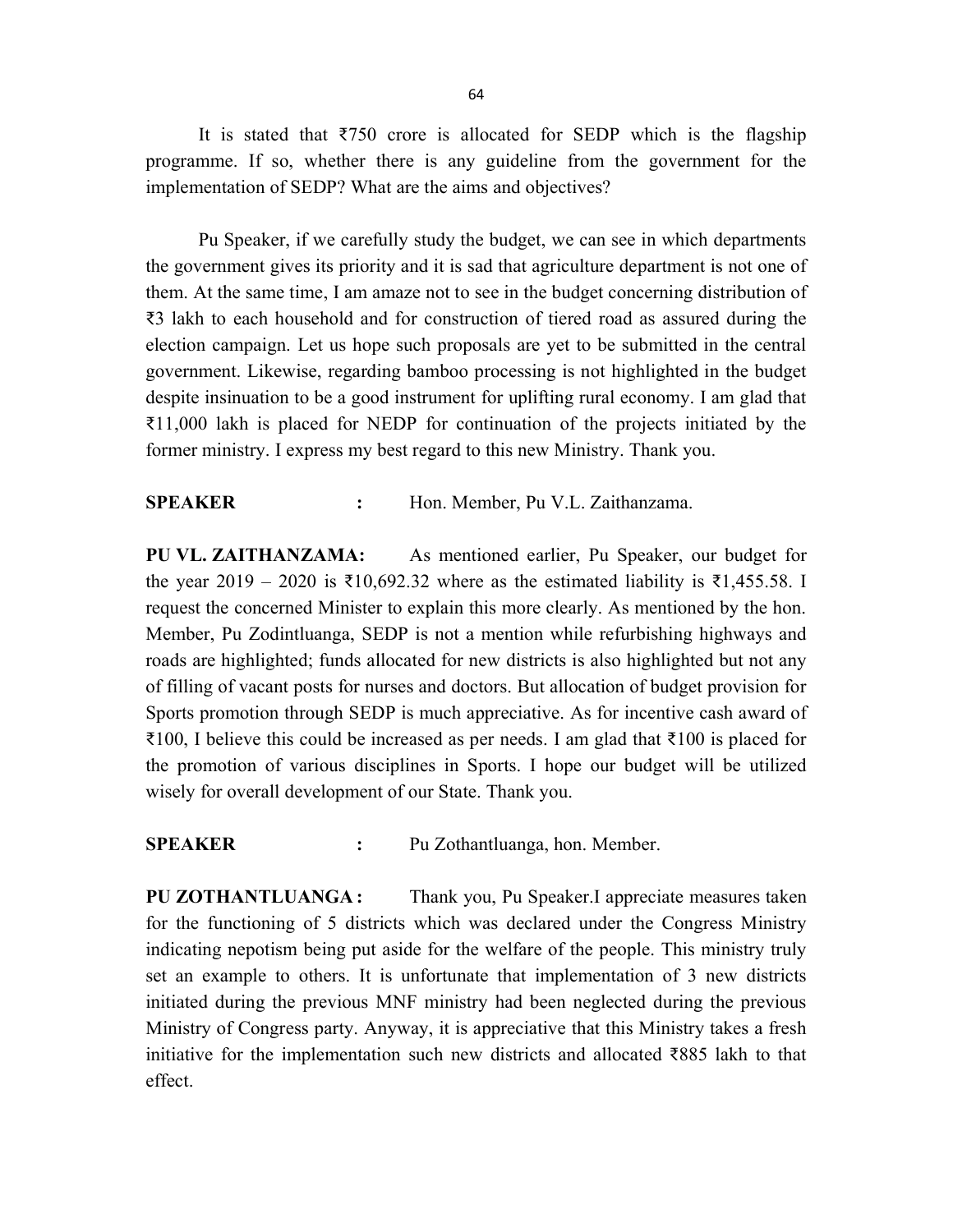It is stated that ₹750 crore is allocated for SEDP which is the flagship programme. If so, whether there is any guideline from the government for the implementation of SEDP? What are the aims and objectives?

Pu Speaker, if we carefully study the budget, we can see in which departments the government gives its priority and it is sad that agriculture department is not one of them. At the same time, I am amaze not to see in the budget concerning distribution of ₹3 lakh to each household and for construction of tiered road as assured during the election campaign. Let us hope such proposals are yet to be submitted in the central government. Likewise, regarding bamboo processing is not highlighted in the budget despite insinuation to be a good instrument for uplifting rural economy. I am glad that ₹11,000 lakh is placed for NEDP for continuation of the projects initiated by the former ministry. I express my best regard to this new Ministry. Thank you.

**SPEAKER** : Hon. Member, Pu V.L. Zaithanzama.

**PU VL. ZAITHANZAMA:** As mentioned earlier, Pu Speaker, our budget for the year 2019 – 2020 is ₹10,692.32 where as the estimated liability is ₹1,455.58. I request the concerned Minister to explain this more clearly. As mentioned by the hon. Member, Pu Zodintluanga, SEDP is not a mention while refurbishing highways and roads are highlighted; funds allocated for new districts is also highlighted but not any of filling of vacant posts for nurses and doctors. But allocation of budget provision for Sports promotion through SEDP is much appreciative. As for incentive cash award of ₹100, I believe this could be increased as per needs. I am glad that ₹100 is placed for the promotion of various disciplines in Sports. I hope our budget will be utilized wisely for overall development of our State. Thank you.

**SPEAKER** : Pu Zothantluanga, hon. Member.

**PU ZOTHANTLUANGA :** Thank you, Pu Speaker.I appreciate measures taken for the functioning of 5 districts which was declared under the Congress Ministry indicating nepotism being put aside for the welfare of the people. This ministry truly set an example to others. It is unfortunate that implementation of 3 new districts initiated during the previous MNF ministry had been neglected during the previous Ministry of Congress party. Anyway, it is appreciative that this Ministry takes a fresh initiative for the implementation such new districts and allocated ₹885 lakh to that effect.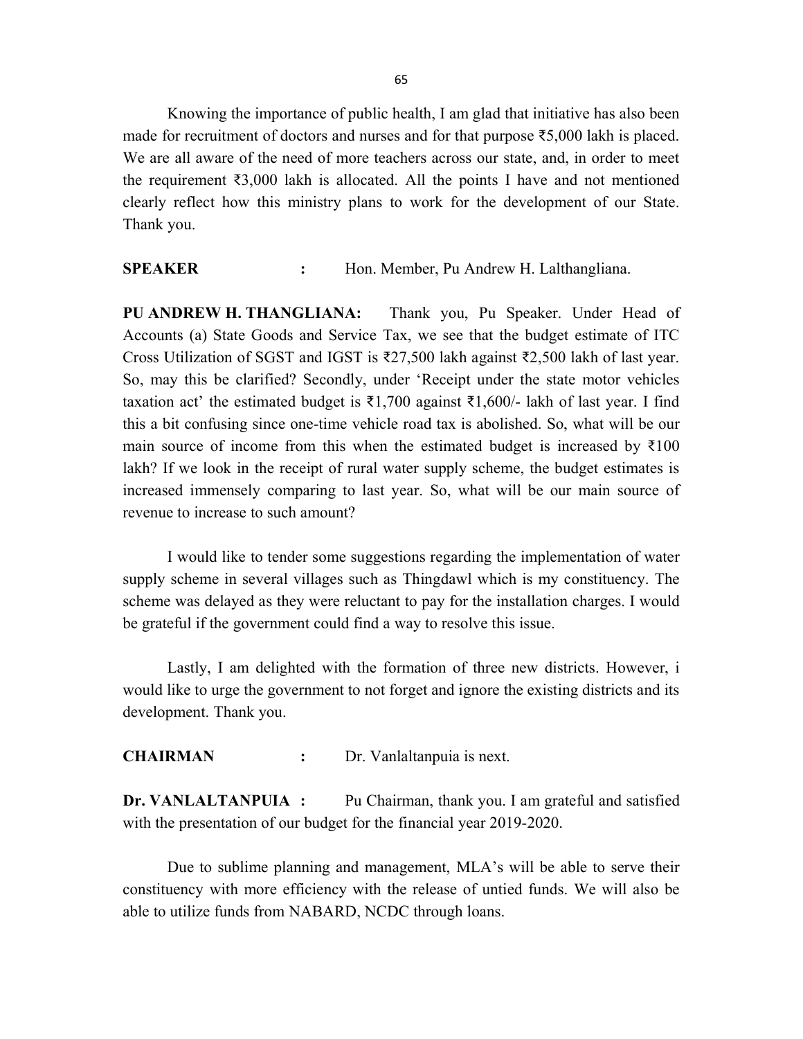Knowing the importance of public health, I am glad that initiative has also been made for recruitment of doctors and nurses and for that purpose ₹5,000 lakh is placed. We are all aware of the need of more teachers across our state, and, in order to meet the requirement ₹3,000 lakh is allocated. All the points I have and not mentioned clearly reflect how this ministry plans to work for the development of our State. Thank you.

**SPEAKER** : Hon. Member, Pu Andrew H. Lalthangliana.

**PU ANDREW H. THANGLIANA:** Thank you, Pu Speaker. Under Head of Accounts (a) State Goods and Service Tax, we see that the budget estimate of ITC Cross Utilization of SGST and IGST is ₹27,500 lakh against ₹2,500 lakh of last year. So, may this be clarified? Secondly, under 'Receipt under the state motor vehicles taxation act' the estimated budget is ₹1,700 against ₹1,600/- lakh of last year. I find this a bit confusing since one-time vehicle road tax is abolished. So, what will be our main source of income from this when the estimated budget is increased by ₹100 lakh? If we look in the receipt of rural water supply scheme, the budget estimates is increased immensely comparing to last year. So, what will be our main source of revenue to increase to such amount?

I would like to tender some suggestions regarding the implementation of water supply scheme in several villages such as Thingdawl which is my constituency. The scheme was delayed as they were reluctant to pay for the installation charges. I would be grateful if the government could find a way to resolve this issue.

Lastly, I am delighted with the formation of three new districts. However, i would like to urge the government to not forget and ignore the existing districts and its development. Thank you.

**CHAIRMAN** : Dr. Vanlaltanpuia is next.

**Dr. VANLALTANPUIA :** Pu Chairman, thank you. I am grateful and satisfied with the presentation of our budget for the financial year 2019-2020.

Due to sublime planning and management, MLA's will be able to serve their constituency with more efficiency with the release of untied funds. We will also be able to utilize funds from NABARD, NCDC through loans.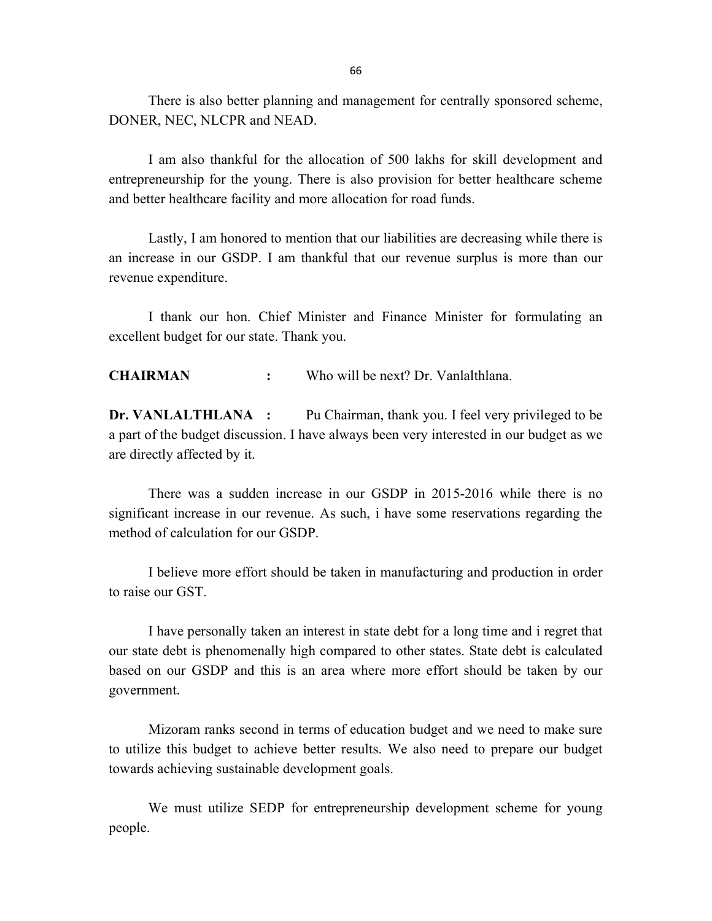There is also better planning and management for centrally sponsored scheme, DONER, NEC, NLCPR and NEAD.

I am also thankful for the allocation of 500 lakhs for skill development and entrepreneurship for the young. There is also provision for better healthcare scheme and better healthcare facility and more allocation for road funds.

Lastly, I am honored to mention that our liabilities are decreasing while there is an increase in our GSDP. I am thankful that our revenue surplus is more than our revenue expenditure.

I thank our hon. Chief Minister and Finance Minister for formulating an excellent budget for our state. Thank you.

**CHAIRMAN :** Who will be next? Dr. Vanlalthlana.

**Dr. VANLALTHLANA :** Pu Chairman, thank you. I feel very privileged to be a part of the budget discussion. I have always been very interested in our budget as we are directly affected by it.

There was a sudden increase in our GSDP in 2015-2016 while there is no significant increase in our revenue. As such, i have some reservations regarding the method of calculation for our GSDP.

I believe more effort should be taken in manufacturing and production in order to raise our GST.

I have personally taken an interest in state debt for a long time and i regret that our state debt is phenomenally high compared to other states. State debt is calculated based on our GSDP and this is an area where more effort should be taken by our government.

Mizoram ranks second in terms of education budget and we need to make sure to utilize this budget to achieve better results. We also need to prepare our budget towards achieving sustainable development goals.

We must utilize SEDP for entrepreneurship development scheme for young people.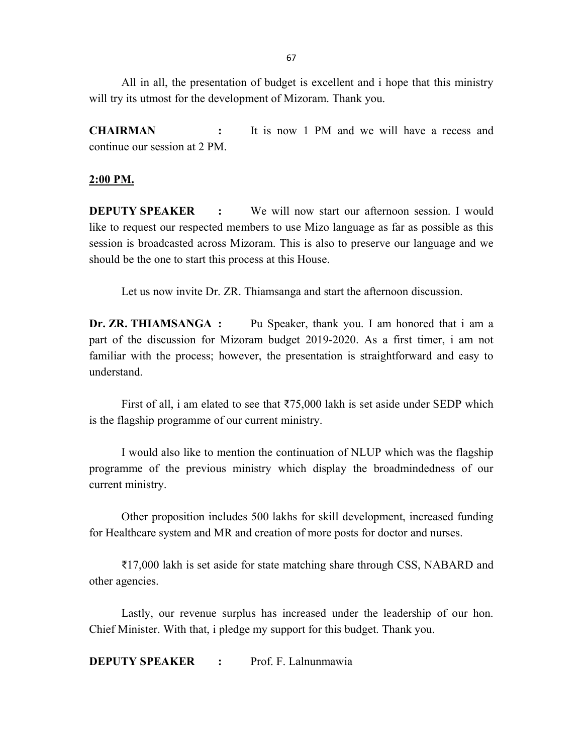All in all, the presentation of budget is excellent and i hope that this ministry will try its utmost for the development of Mizoram. Thank you.

**CHAIRMAN :** It is now 1 PM and we will have a recess and continue our session at 2 PM.

**2:00 PM.**

**DEPUTY SPEAKER :** We will now start our afternoon session. I would like to request our respected members to use Mizo language as far as possible as this session is broadcasted across Mizoram. This is also to preserve our language and we should be the one to start this process at this House.

Let us now invite Dr. ZR. Thiamsanga and start the afternoon discussion.

**Dr. ZR. THIAMSANGA :** Pu Speaker, thank you. I am honored that i am a part of the discussion for Mizoram budget 2019-2020. As a first timer, i am not familiar with the process; however, the presentation is straightforward and easy to understand.

First of all, i am elated to see that ₹75,000 lakh is set aside under SEDP which is the flagship programme of our current ministry.

I would also like to mention the continuation of NLUP which was the flagship programme of the previous ministry which display the broadmindedness of our current ministry.

Other proposition includes 500 lakhs for skill development, increased funding for Healthcare system and MR and creation of more posts for doctor and nurses.

₹17,000 lakh is set aside for state matching share through CSS, NABARD and other agencies.

Lastly, our revenue surplus has increased under the leadership of our hon. Chief Minister. With that, i pledge my support for this budget. Thank you.

**DEPUTY SPEAKER :** Prof. F. Lalnunmawia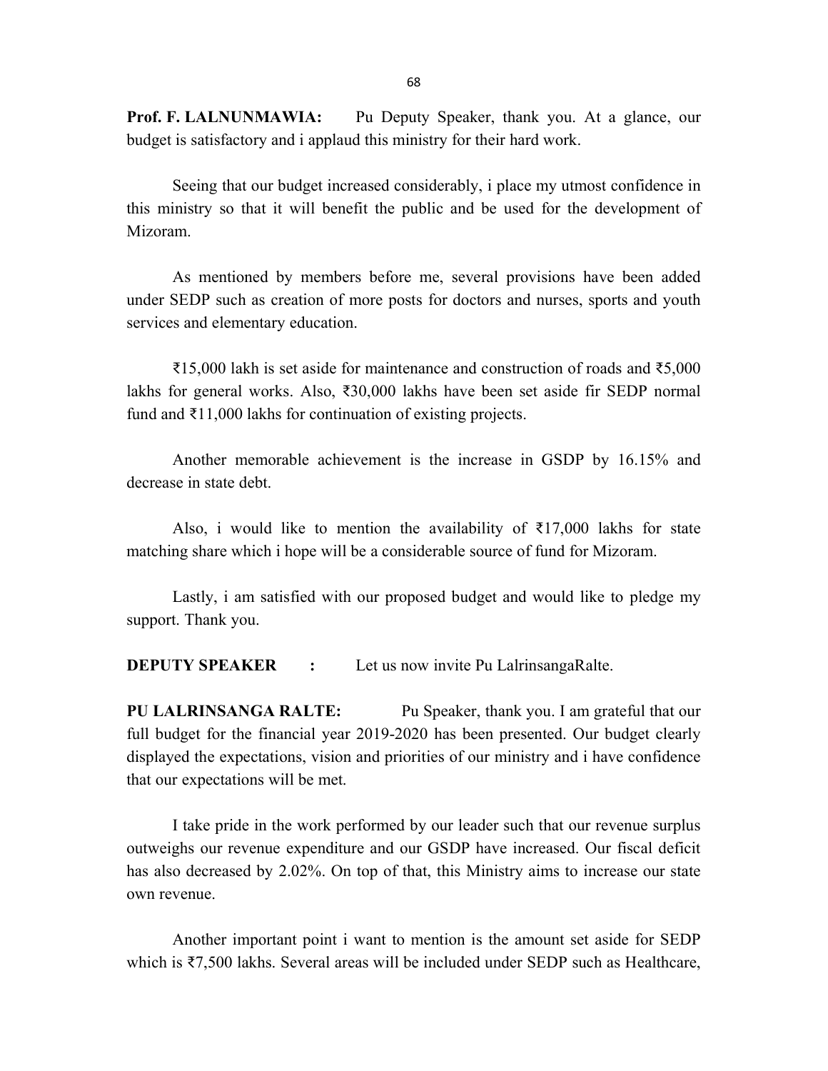**Prof. F. LALNUNMAWIA:** Pu Deputy Speaker, thank you. At a glance, our budget is satisfactory and i applaud this ministry for their hard work.

Seeing that our budget increased considerably, i place my utmost confidence in this ministry so that it will benefit the public and be used for the development of Mizoram.

As mentioned by members before me, several provisions have been added under SEDP such as creation of more posts for doctors and nurses, sports and youth services and elementary education.

₹15,000 lakh is set aside for maintenance and construction of roads and ₹5,000 lakhs for general works. Also, ₹30,000 lakhs have been set aside fir SEDP normal fund and ₹11,000 lakhs for continuation of existing projects.

Another memorable achievement is the increase in GSDP by 16.15% and decrease in state debt.

Also, i would like to mention the availability of ₹17,000 lakhs for state matching share which i hope will be a considerable source of fund for Mizoram.

Lastly, i am satisfied with our proposed budget and would like to pledge my support. Thank you.

**DEPUTY SPEAKER :** Let us now invite Pu LalrinsangaRalte.

**PU LALRINSANGA RALTE:** Pu Speaker, thank you. I am grateful that our full budget for the financial year 2019-2020 has been presented. Our budget clearly displayed the expectations, vision and priorities of our ministry and i have confidence that our expectations will be met.

I take pride in the work performed by our leader such that our revenue surplus outweighs our revenue expenditure and our GSDP have increased. Our fiscal deficit has also decreased by 2.02%. On top of that, this Ministry aims to increase our state own revenue.

Another important point i want to mention is the amount set aside for SEDP which is ₹7,500 lakhs. Several areas will be included under SEDP such as Healthcare,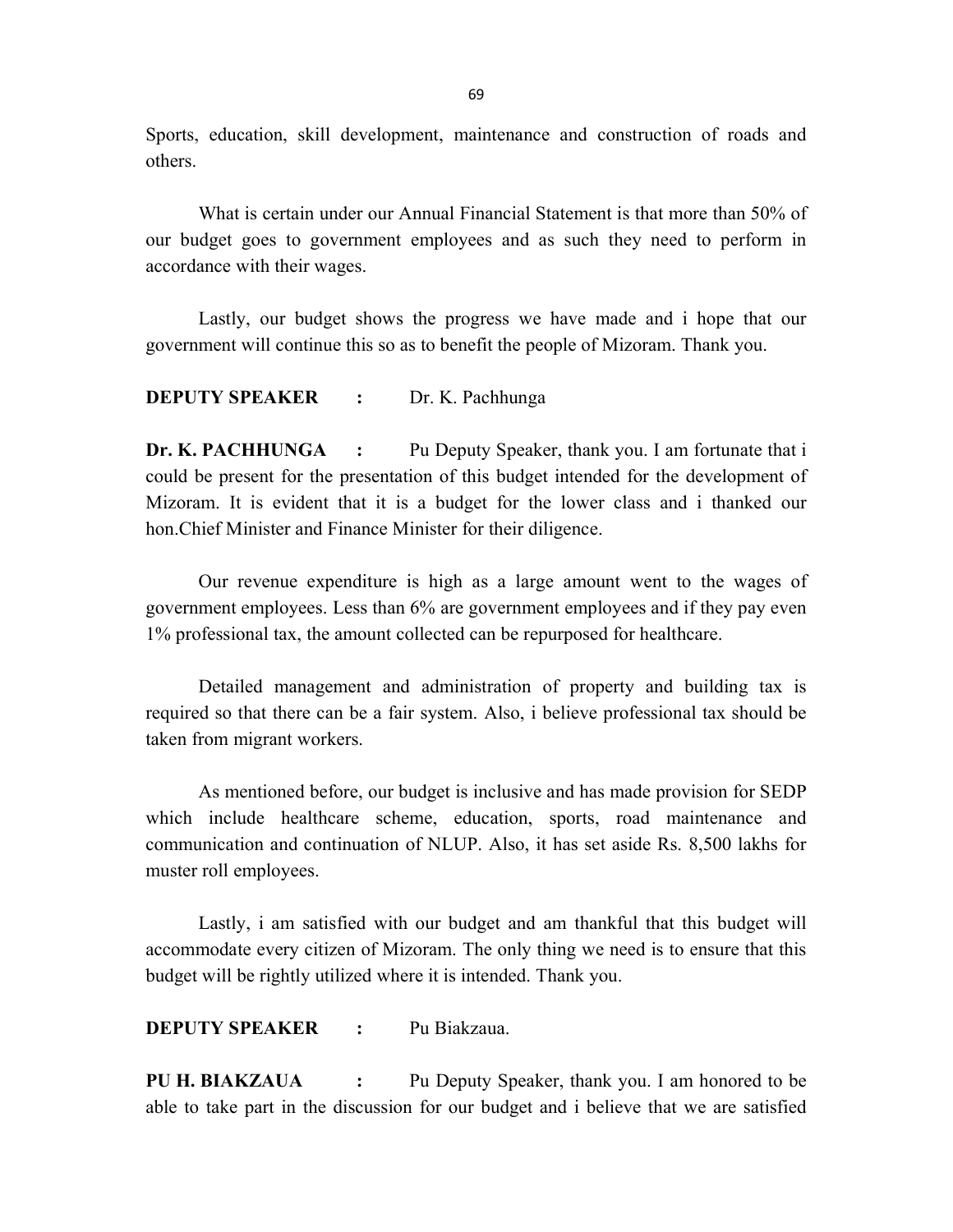Sports, education, skill development, maintenance and construction of roads and others.

What is certain under our Annual Financial Statement is that more than 50% of our budget goes to government employees and as such they need to perform in accordance with their wages.

Lastly, our budget shows the progress we have made and i hope that our government will continue this so as to benefit the people of Mizoram. Thank you.

**DEPUTY SPEAKER :** Dr. K. Pachhunga

**Dr. K. PACHHUNGA :** Pu Deputy Speaker, thank you. I am fortunate that i could be present for the presentation of this budget intended for the development of Mizoram. It is evident that it is a budget for the lower class and i thanked our hon.Chief Minister and Finance Minister for their diligence.

Our revenue expenditure is high as a large amount went to the wages of government employees. Less than 6% are government employees and if they pay even 1% professional tax, the amount collected can be repurposed for healthcare.

Detailed management and administration of property and building tax is required so that there can be a fair system. Also, i believe professional tax should be taken from migrant workers.

As mentioned before, our budget is inclusive and has made provision for SEDP which include healthcare scheme, education, sports, road maintenance and communication and continuation of NLUP. Also, it has set aside Rs. 8,500 lakhs for muster roll employees.

Lastly, i am satisfied with our budget and am thankful that this budget will accommodate every citizen of Mizoram. The only thing we need is to ensure that this budget will be rightly utilized where it is intended. Thank you.

**DEPUTY SPEAKER :** Pu Biakzaua.

**PU H. BIAKZAUA :** Pu Deputy Speaker, thank you. I am honored to be able to take part in the discussion for our budget and i believe that we are satisfied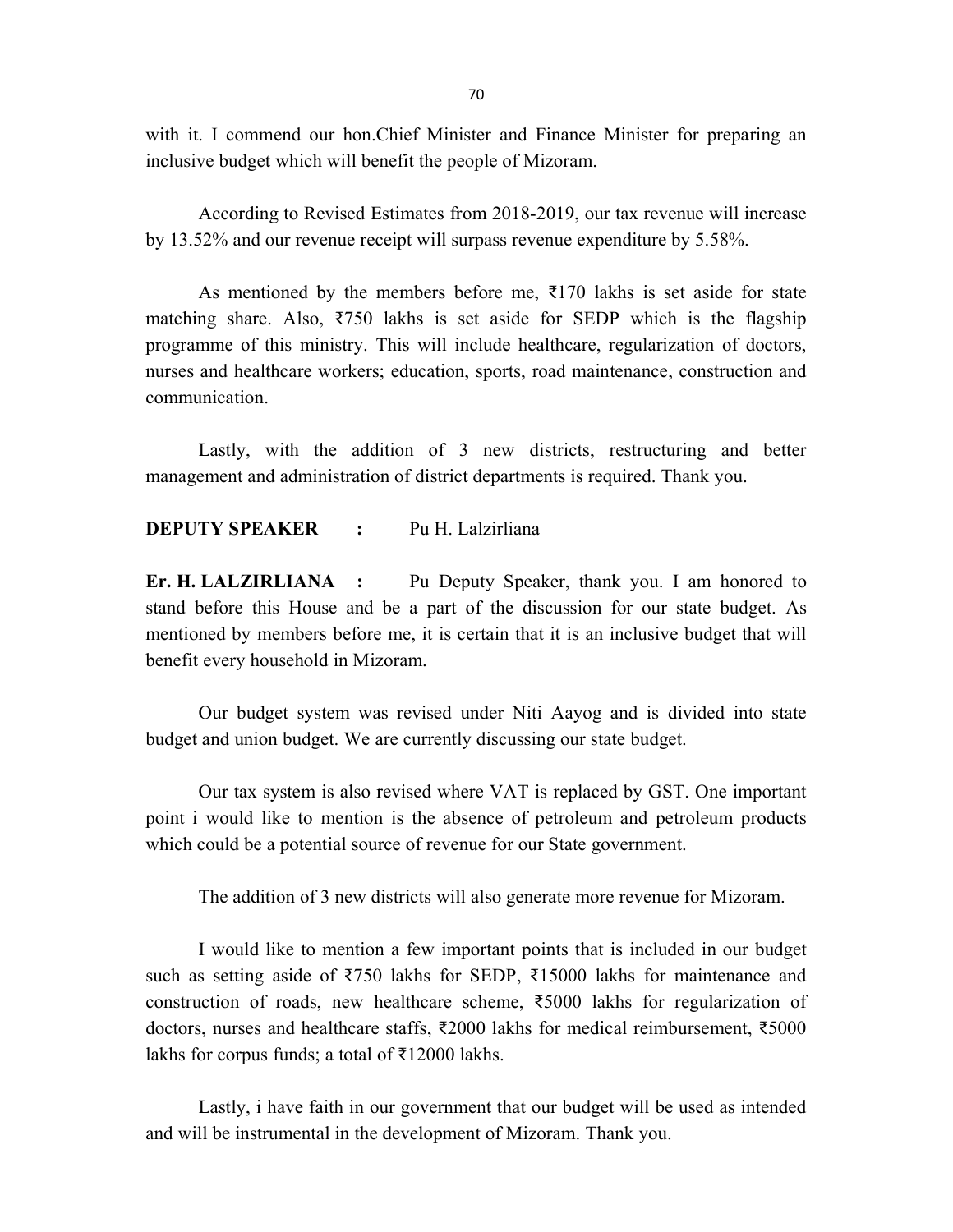with it. I commend our hon.Chief Minister and Finance Minister for preparing an inclusive budget which will benefit the people of Mizoram.

According to Revised Estimates from 2018-2019, our tax revenue will increase by 13.52% and our revenue receipt will surpass revenue expenditure by 5.58%.

As mentioned by the members before me, ₹170 lakhs is set aside for state matching share. Also, ₹750 lakhs is set aside for SEDP which is the flagship programme of this ministry. This will include healthcare, regularization of doctors, nurses and healthcare workers; education, sports, road maintenance, construction and communication.

Lastly, with the addition of 3 new districts, restructuring and better management and administration of district departments is required. Thank you.

**DEPUTY SPEAKER :** Pu H. Lalzirliana

**Er. H. LALZIRLIANA :** Pu Deputy Speaker, thank you. I am honored to stand before this House and be a part of the discussion for our state budget. As mentioned by members before me, it is certain that it is an inclusive budget that will benefit every household in Mizoram.

Our budget system was revised under Niti Aayog and is divided into state budget and union budget. We are currently discussing our state budget.

Our tax system is also revised where VAT is replaced by GST. One important point i would like to mention is the absence of petroleum and petroleum products which could be a potential source of revenue for our State government.

The addition of 3 new districts will also generate more revenue for Mizoram.

I would like to mention a few important points that is included in our budget such as setting aside of ₹750 lakhs for SEDP, ₹15000 lakhs for maintenance and construction of roads, new healthcare scheme, ₹5000 lakhs for regularization of doctors, nurses and healthcare staffs, ₹2000 lakhs for medical reimbursement, ₹5000 lakhs for corpus funds; a total of ₹12000 lakhs.

Lastly, i have faith in our government that our budget will be used as intended and will be instrumental in the development of Mizoram. Thank you.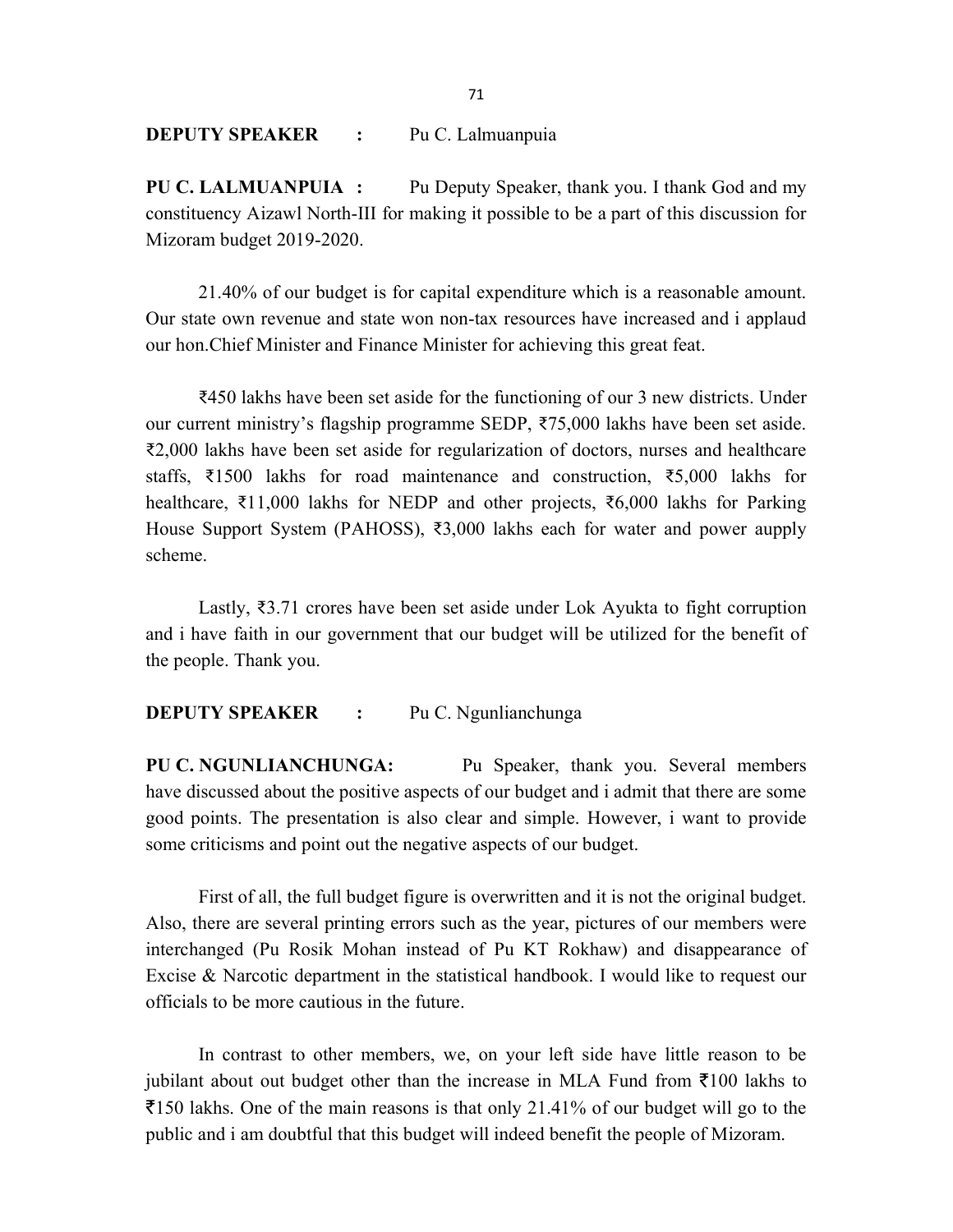**DEPUTY SPEAKER :** Pu C. Lalmuanpuia

**PU C. LALMUANPUIA :** Pu Deputy Speaker, thank you. I thank God and my constituency Aizawl North-III for making it possible to be a part of this discussion for Mizoram budget 2019-2020.

21.40% of our budget is for capital expenditure which is a reasonable amount. Our state own revenue and state won non-tax resources have increased and i applaud our hon.Chief Minister and Finance Minister for achieving this great feat.

₹450 lakhs have been set aside for the functioning of our 3 new districts. Under our current ministry's flagship programme SEDP, ₹75,000 lakhs have been set aside. ₹2,000 lakhs have been set aside for regularization of doctors, nurses and healthcare staffs, ₹1500 lakhs for road maintenance and construction, ₹5,000 lakhs for healthcare, ₹11,000 lakhs for NEDP and other projects, ₹6,000 lakhs for Parking House Support System (PAHOSS), ₹3,000 lakhs each for water and power aupply scheme.

Lastly, ₹3.71 crores have been set aside under Lok Ayukta to fight corruption and i have faith in our government that our budget will be utilized for the benefit of the people. Thank you.

**DEPUTY SPEAKER :** Pu C. Ngunlianchunga

**PU C. NGUNLIANCHUNGA:** Pu Speaker, thank you. Several members have discussed about the positive aspects of our budget and i admit that there are some good points. The presentation is also clear and simple. However, i want to provide some criticisms and point out the negative aspects of our budget.

First of all, the full budget figure is overwritten and it is not the original budget. Also, there are several printing errors such as the year, pictures of our members were interchanged (Pu Rosik Mohan instead of Pu KT Rokhaw) and disappearance of Excise & Narcotic department in the statistical handbook. I would like to request our officials to be more cautious in the future.

In contrast to other members, we, on your left side have little reason to be jubilant about out budget other than the increase in MLA Fund from ₹100 lakhs to ₹150 lakhs. One of the main reasons is that only 21.41% of our budget will go to the public and i am doubtful that this budget will indeed benefit the people of Mizoram.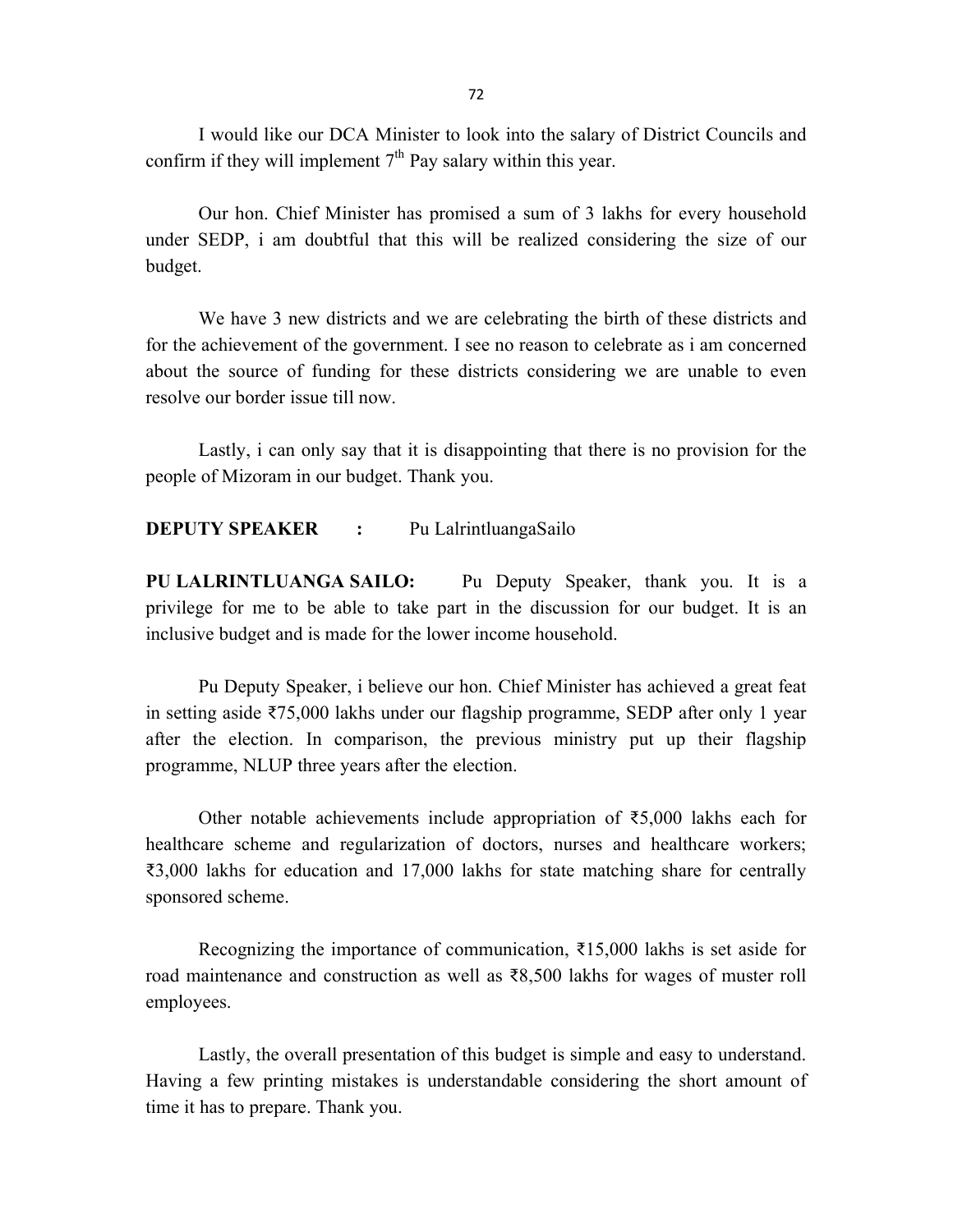I would like our DCA Minister to look into the salary of District Councils and confirm if they will implement $7^{th}$ Pay salary within this year.

Our hon. Chief Minister has promised a sum of 3 lakhs for every household under SEDP, i am doubtful that this will be realized considering the size of our budget.

We have 3 new districts and we are celebrating the birth of these districts and for the achievement of the government. I see no reason to celebrate as i am concerned about the source of funding for these districts considering we are unable to even resolve our border issue till now.

Lastly, i can only say that it is disappointing that there is no provision for the people of Mizoram in our budget. Thank you.

**DEPUTY SPEAKER :** Pu LalrintluangaSailo

**PU LALRINTLUANGA SAILO:** Pu Deputy Speaker, thank you. It is a privilege for me to be able to take part in the discussion for our budget. It is an inclusive budget and is made for the lower income household.

Pu Deputy Speaker, i believe our hon. Chief Minister has achieved a great feat in setting aside ₹75,000 lakhs under our flagship programme, SEDP after only 1 year after the election. In comparison, the previous ministry put up their flagship programme, NLUP three years after the election.

Other notable achievements include appropriation of ₹5,000 lakhs each for healthcare scheme and regularization of doctors, nurses and healthcare workers; ₹3,000 lakhs for education and 17,000 lakhs for state matching share for centrally sponsored scheme.

Recognizing the importance of communication, ₹15,000 lakhs is set aside for road maintenance and construction as well as ₹8,500 lakhs for wages of muster roll employees.

Lastly, the overall presentation of this budget is simple and easy to understand. Having a few printing mistakes is understandable considering the short amount of time it has to prepare. Thank you.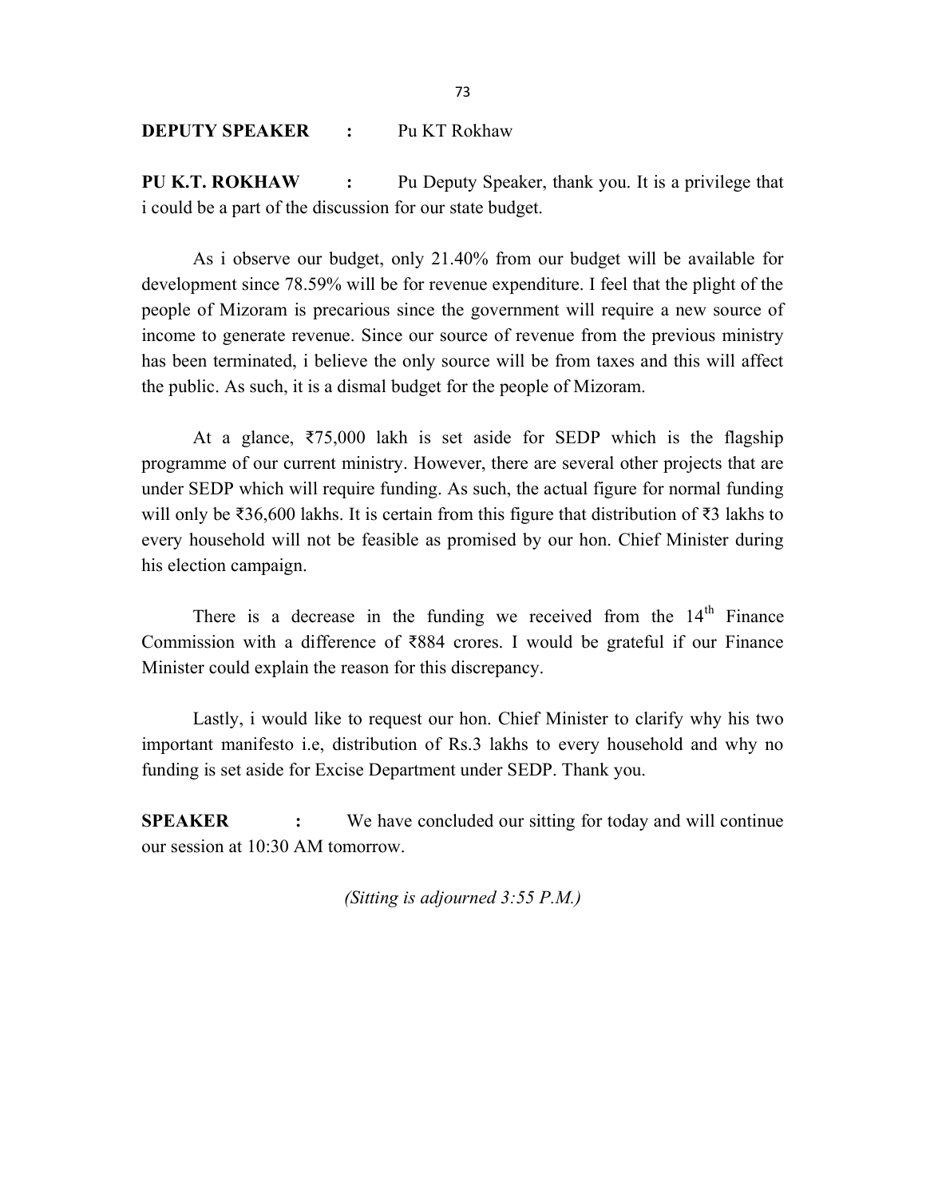**DEPUTY SPEAKER :** Pu KT Rokhaw

**PU K.T. ROKHAW :** Pu Deputy Speaker, thank you. It is a privilege that i could be a part of the discussion for our state budget.

As i observe our budget, only 21.40% from our budget will be available for development since 78.59% will be for revenue expenditure. I feel that the plight of the people of Mizoram is precarious since the government will require a new source of income to generate revenue. Since our source of revenue from the previous ministry has been terminated, i believe the only source will be from taxes and this will affect the public. As such, it is a dismal budget for the people of Mizoram.

At a glance, ₹75,000 lakh is set aside for SEDP which is the flagship programme of our current ministry. However, there are several other projects that are under SEDP which will require funding. As such, the actual figure for normal funding will only be ₹36,600 lakhs. It is certain from this figure that distribution of ₹3 lakhs to every household will not be feasible as promised by our hon. Chief Minister during his election campaign.

There is a decrease in the funding we received from the 14th Finance Commission with a difference of ₹884 crores. I would be grateful if our Finance Minister could explain the reason for this discrepancy.

Lastly, i would like to request our hon. Chief Minister to clarify why his two important manifesto i.e, distribution of Rs.3 lakhs to every household and why no funding is set aside for Excise Department under SEDP. Thank you.

**SPEAKER :** We have concluded our sitting for today and will continue our session at 10:30 AM tomorrow.

*(Sitting is adjourned 3:55 P.M.)*